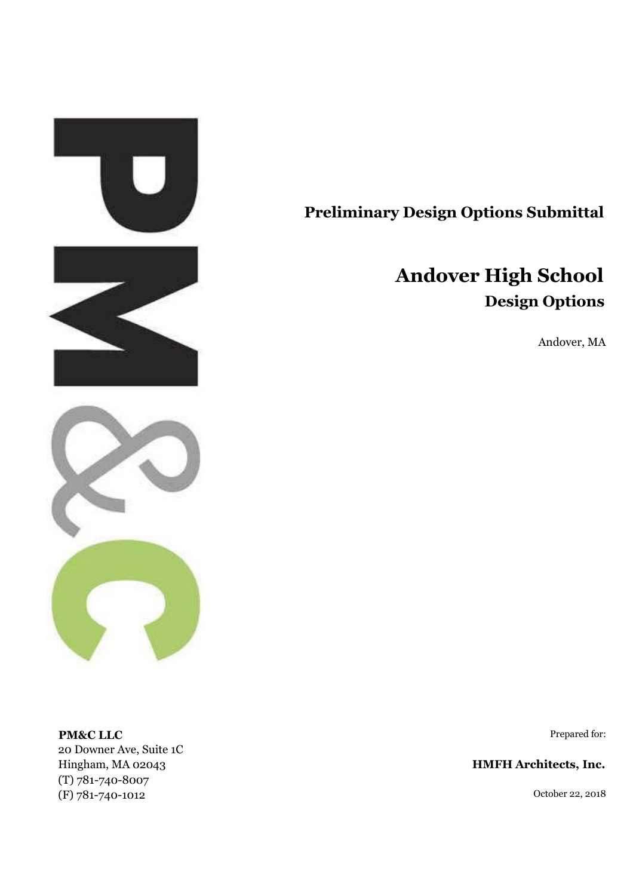**Preliminary Design Options Submittal**

# Andover High School

## Design Options

Andover, MA

**PM&C LLC**
20 Downer Ave, Suite 1C
Hingham, MA 02043
(T) 781-740-8007
(F) 781-740-1012

Prepared for:

**HMFH Architects, Inc.**

October 22, 2018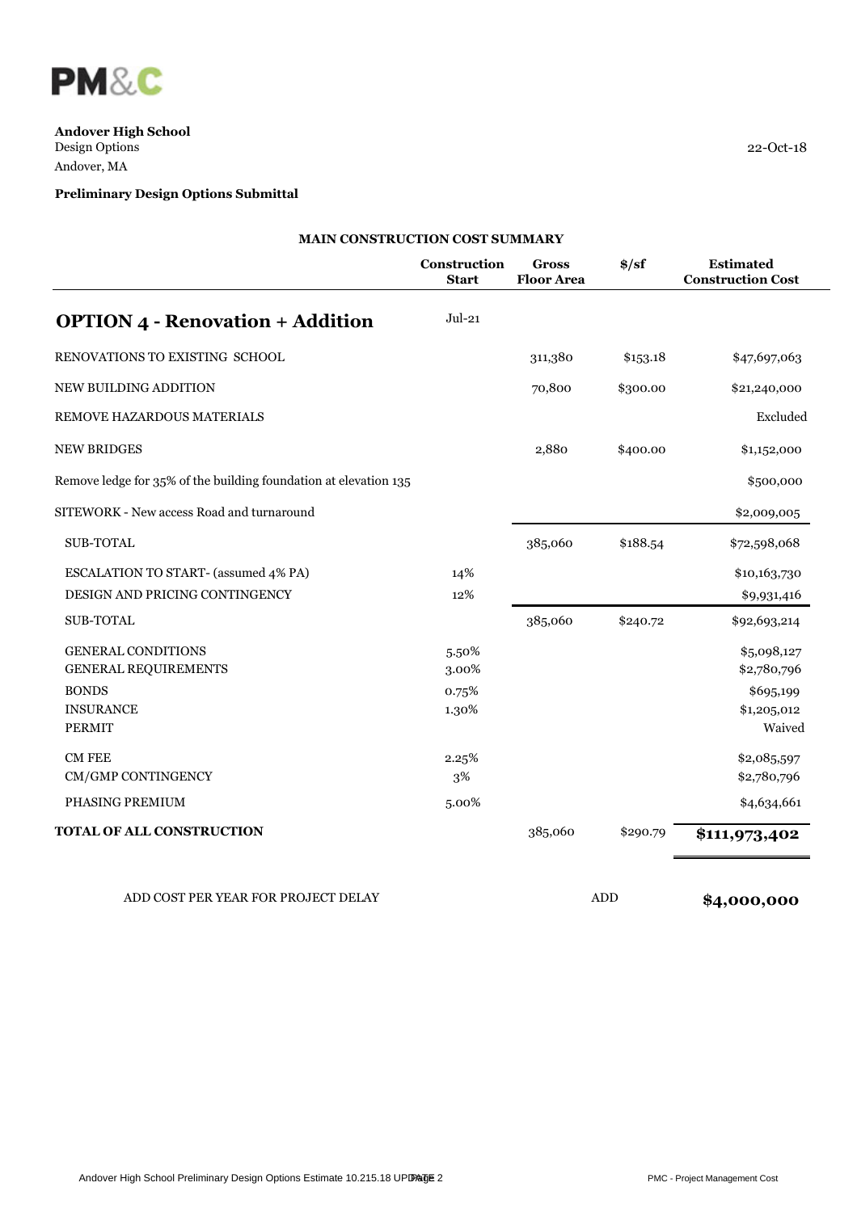PM&C

**Andover High School**
Design Options
Andover, MA

22-Oct-18

**Preliminary Design Options Submittal**

**MAIN CONSTRUCTION COST SUMMARY**

| | Construction Start | Gross Floor Area | $/sf | Estimated Construction Cost |
|---|---|---|---|---|
| **OPTION 4 - Renovation + Addition** | Jul-21 | | | |
| RENOVATIONS TO EXISTING SCHOOL | | 311,380 | $153.18 | $47,697,063 |
| NEW BUILDING ADDITION | | 70,800 | $300.00 | $21,240,000 |
| REMOVE HAZARDOUS MATERIALS | | | | Excluded |
| NEW BRIDGES | | 2,880 | $400.00 | $1,152,000 |
| Remove ledge for 35% of the building foundation at elevation 135 | | | | $500,000 |
| SITEWORK - New access Road and turnaround | | | | $2,009,005 |
| SUB-TOTAL | | 385,060 | $188.54 | $72,598,068 |
| ESCALATION TO START- (assumed 4% PA) | 14% | | | $10,163,730 |
| DESIGN AND PRICING CONTINGENCY | 12% | | | $9,931,416 |
| SUB-TOTAL | | 385,060 | $240.72 | $92,693,214 |
| GENERAL CONDITIONS | 5.50% | | | $5,098,127 |
| GENERAL REQUIREMENTS | 3.00% | | | $2,780,796 |
| BONDS | 0.75% | | | $695,199 |
| INSURANCE | 1.30% | | | $1,205,012 |
| PERMIT | | | | Waived |
| CM FEE | 2.25% | | | $2,085,597 |
| CM/GMP CONTINGENCY | 3% | | | $2,780,796 |
| PHASING PREMIUM | 5.00% | | | $4,634,661 |
| **TOTAL OF ALL CONSTRUCTION** | | 385,060 | $290.79 | **$111,973,402** |

| | | |
|---|---|---|
| ADD COST PER YEAR FOR PROJECT DELAY | ADD | **$4,000,000** |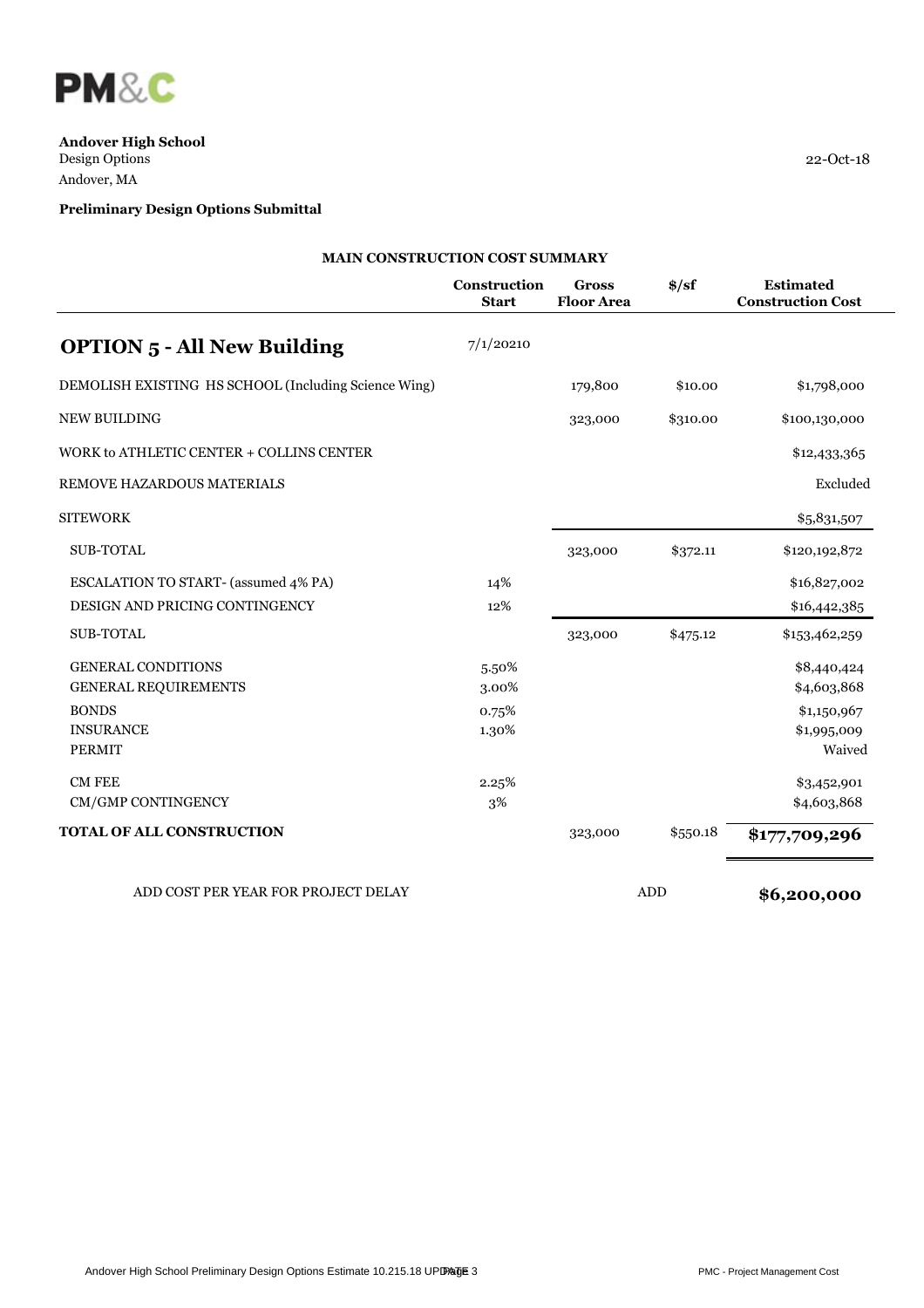**PM&C**

**Andover High School**
Design Options
Andover, MA

22-Oct-18

**Preliminary Design Options Submittal**

**MAIN CONSTRUCTION COST SUMMARY**

| | Construction Start | Gross Floor Area | $/sf | Estimated Construction Cost |
|---|---|---|---|---|
| **OPTION 5 - All New Building** | 7/1/20210 | | | |
| DEMOLISH EXISTING HS SCHOOL (Including Science Wing) | | 179,800 | $10.00 | $1,798,000 |
| NEW BUILDING | | 323,000 | $310.00 | $100,130,000 |
| WORK to ATHLETIC CENTER + COLLINS CENTER | | | | $12,433,365 |
| REMOVE HAZARDOUS MATERIALS | | | | Excluded |
| SITEWORK | | | | $5,831,507 |
| SUB-TOTAL | | 323,000 | $372.11 | $120,192,872 |
| ESCALATION TO START- (assumed 4% PA) | 14% | | | $16,827,002 |
| DESIGN AND PRICING CONTINGENCY | 12% | | | $16,442,385 |
| SUB-TOTAL | | 323,000 | $475.12 | $153,462,259 |
| GENERAL CONDITIONS | 5.50% | | | $8,440,424 |
| GENERAL REQUIREMENTS | 3.00% | | | $4,603,868 |
| BONDS | 0.75% | | | $1,150,967 |
| INSURANCE | 1.30% | | | $1,995,009 |
| PERMIT | | | | Waived |
| CM FEE | 2.25% | | | $3,452,901 |
| CM/GMP CONTINGENCY | 3% | | | $4,603,868 |
| **TOTAL OF ALL CONSTRUCTION** | | 323,000 | $550.18 | **$177,709,296** |
| ADD COST PER YEAR FOR PROJECT DELAY | | | ADD | **$6,200,000** |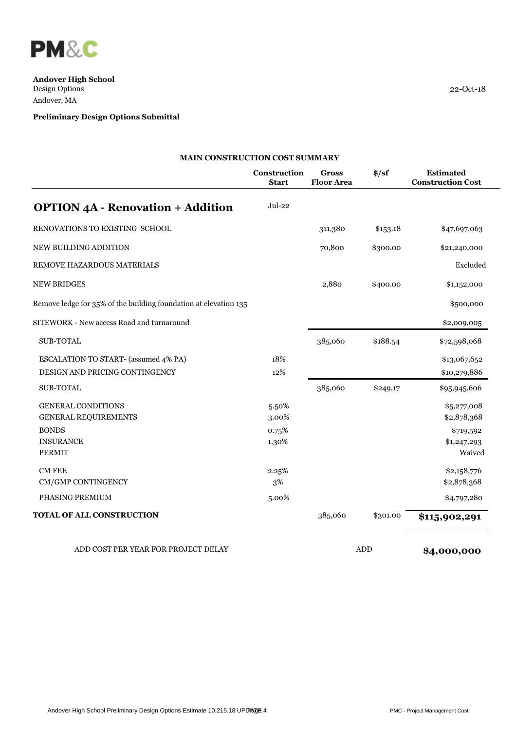**PM&C**

**Andover High School**
Design Options
Andover, MA

22-Oct-18

**Preliminary Design Options Submittal**

**MAIN CONSTRUCTION COST SUMMARY**

| | Construction Start | Gross Floor Area | $/sf | Estimated Construction Cost |
|---|---|---|---|---|
| **OPTION 4A - Renovation + Addition** | Jul-22 | | | |
| RENOVATIONS TO EXISTING SCHOOL | | 311,380 | $153.18 | $47,697,063 |
| NEW BUILDING ADDITION | | 70,800 | $300.00 | $21,240,000 |
| REMOVE HAZARDOUS MATERIALS | | | | Excluded |
| NEW BRIDGES | | 2,880 | $400.00 | $1,152,000 |
| Remove ledge for 35% of the building foundation at elevation 135 | | | | $500,000 |
| SITEWORK - New access Road and turnaround | | | | $2,009,005 |
| SUB-TOTAL | | 385,060 | $188.54 | $72,598,068 |
| ESCALATION TO START- (assumed 4% PA) | 18% | | | $13,067,652 |
| DESIGN AND PRICING CONTINGENCY | 12% | | | $10,279,886 |
| SUB-TOTAL | | 385,060 | $249.17 | $95,945,606 |
| GENERAL CONDITIONS | 5.50% | | | $5,277,008 |
| GENERAL REQUIREMENTS | 3.00% | | | $2,878,368 |
| BONDS | 0.75% | | | $719,592 |
| INSURANCE | 1.30% | | | $1,247,293 |
| PERMIT | | | | Waived |
| CM FEE | 2.25% | | | $2,158,776 |
| CM/GMP CONTINGENCY | 3% | | | $2,878,368 |
| PHASING PREMIUM | 5.00% | | | $4,797,280 |
| **TOTAL OF ALL CONSTRUCTION** | | 385,060 | $301.00 | **$115,902,291** |
| ADD COST PER YEAR FOR PROJECT DELAY | | | ADD | **$4,000,000** |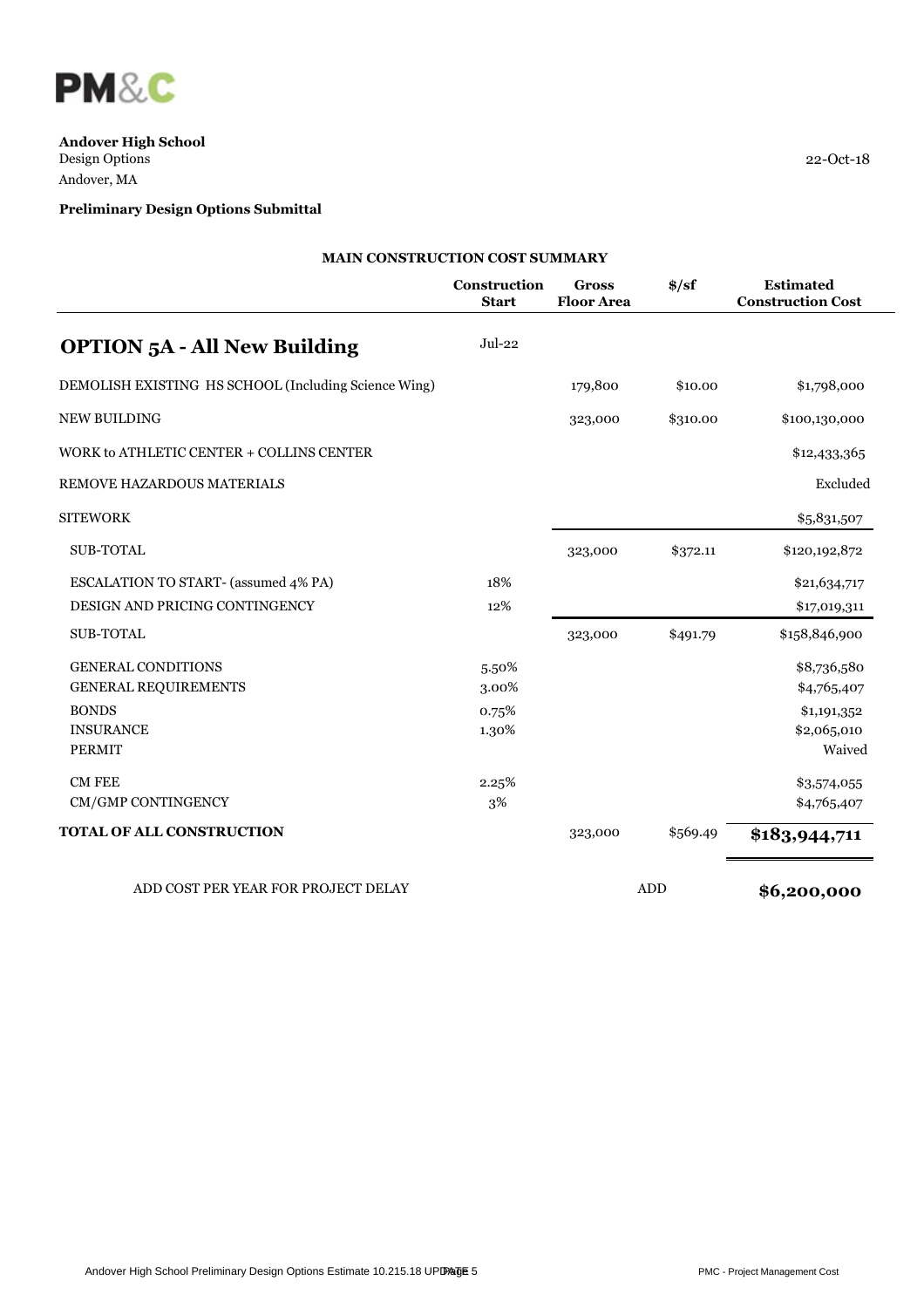PM&C

**Andover High School**
Design Options
Andover, MA

22-Oct-18

**Preliminary Design Options Submittal**

## MAIN CONSTRUCTION COST SUMMARY

| | Construction Start | Gross Floor Area | $/sf | Estimated Construction Cost |
|---|---|---|---|---|
| **OPTION 5A - All New Building** | Jul-22 | | | |
| DEMOLISH EXISTING HS SCHOOL (Including Science Wing) | | 179,800 | $10.00 | $1,798,000 |
| NEW BUILDING | | 323,000 | $310.00 | $100,130,000 |
| WORK to ATHLETIC CENTER + COLLINS CENTER | | | | $12,433,365 |
| REMOVE HAZARDOUS MATERIALS | | | | Excluded |
| SITEWORK | | | | $5,831,507 |
| SUB-TOTAL | | 323,000 | $372.11 | $120,192,872 |
| ESCALATION TO START- (assumed 4% PA) | 18% | | | $21,634,717 |
| DESIGN AND PRICING CONTINGENCY | 12% | | | $17,019,311 |
| SUB-TOTAL | | 323,000 | $491.79 | $158,846,900 |
| GENERAL CONDITIONS | 5.50% | | | $8,736,580 |
| GENERAL REQUIREMENTS | 3.00% | | | $4,765,407 |
| BONDS | 0.75% | | | $1,191,352 |
| INSURANCE | 1.30% | | | $2,065,010 |
| PERMIT | | | | Waived |
| CM FEE | 2.25% | | | $3,574,055 |
| CM/GMP CONTINGENCY | 3% | | | $4,765,407 |
| **TOTAL OF ALL CONSTRUCTION** | | 323,000 | $569.49 | **$183,944,711** |
| ADD COST PER YEAR FOR PROJECT DELAY | | | ADD | **$6,200,000** |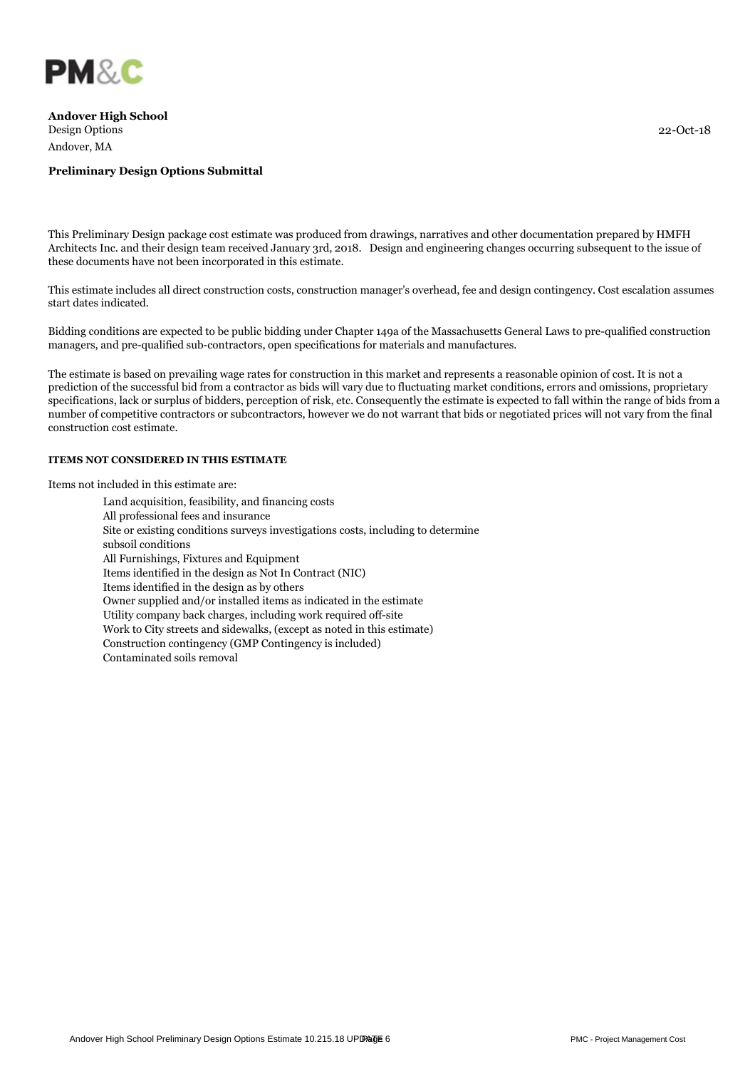PM&C

**Andover High School**
Design Options
Andover, MA

22-Oct-18

**Preliminary Design Options Submittal**

This Preliminary Design package cost estimate was produced from drawings, narratives and other documentation prepared by HMFH Architects Inc. and their design team received January 3rd, 2018. Design and engineering changes occurring subsequent to the issue of these documents have not been incorporated in this estimate.

This estimate includes all direct construction costs, construction manager's overhead, fee and design contingency. Cost escalation assumes start dates indicated.

Bidding conditions are expected to be public bidding under Chapter 149a of the Massachusetts General Laws to pre-qualified construction managers, and pre-qualified sub-contractors, open specifications for materials and manufactures.

The estimate is based on prevailing wage rates for construction in this market and represents a reasonable opinion of cost. It is not a prediction of the successful bid from a contractor as bids will vary due to fluctuating market conditions, errors and omissions, proprietary specifications, lack or surplus of bidders, perception of risk, etc. Consequently the estimate is expected to fall within the range of bids from a number of competitive contractors or subcontractors, however we do not warrant that bids or negotiated prices will not vary from the final construction cost estimate.

**ITEMS NOT CONSIDERED IN THIS ESTIMATE**

Items not included in this estimate are:

- Land acquisition, feasibility, and financing costs
- All professional fees and insurance
- Site or existing conditions surveys investigations costs, including to determine subsoil conditions
- All Furnishings, Fixtures and Equipment
- Items identified in the design as Not In Contract (NIC)
- Items identified in the design as by others
- Owner supplied and/or installed items as indicated in the estimate
- Utility company back charges, including work required off-site
- Work to City streets and sidewalks, (except as noted in this estimate)
- Construction contingency (GMP Contingency is included)
- Contaminated soils removal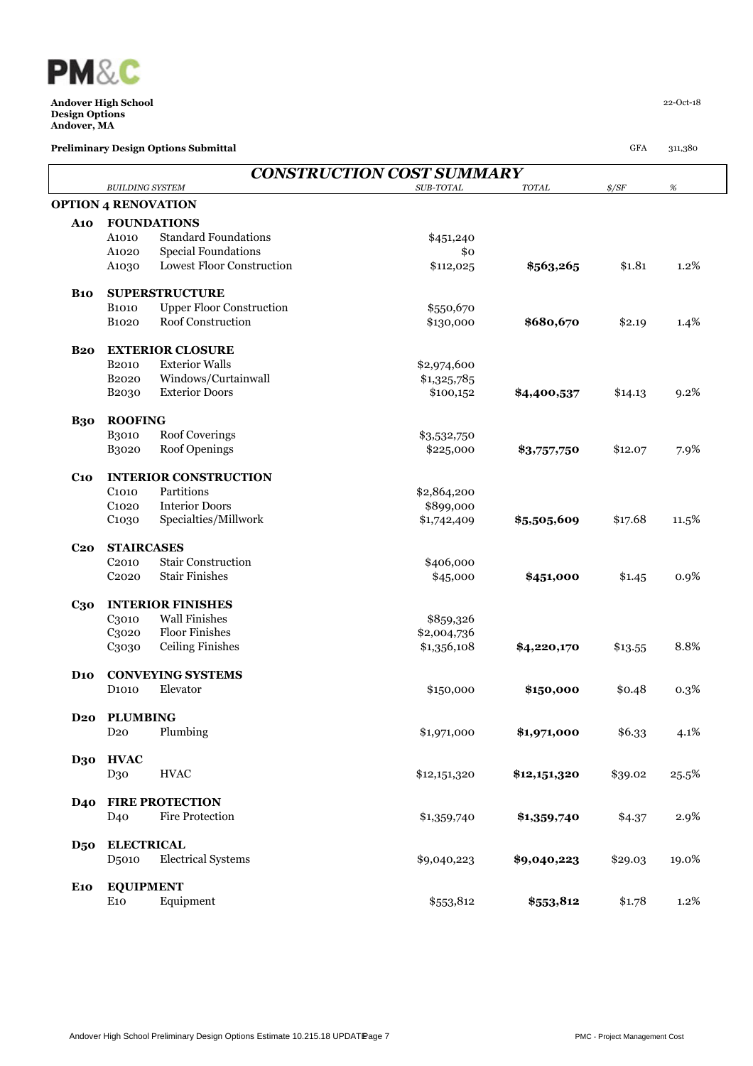PM&C

**Andover High School**
**Design Options**
**Andover, MA**

22-Oct-18

**Preliminary Design Options Submittal**

GFA 311,380

## CONSTRUCTION COST SUMMARY

| | BUILDING SYSTEM | | SUB-TOTAL | TOTAL | $/SF | % |
|---|---|---|---|---|---|---|
| **OPTION 4 RENOVATION** | | | | | | |
| **A10** | **FOUNDATIONS** | | | | | |
| | A1010 | Standard Foundations | $451,240 | | | |
| | A1020 | Special Foundations | $0 | | | |
| | A1030 | Lowest Floor Construction | $112,025 | **$563,265** | $1.81 | 1.2% |
| **B10** | **SUPERSTRUCTURE** | | | | | |
| | B1010 | Upper Floor Construction | $550,670 | | | |
| | B1020 | Roof Construction | $130,000 | **$680,670** | $2.19 | 1.4% |
| **B20** | **EXTERIOR CLOSURE** | | | | | |
| | B2010 | Exterior Walls | $2,974,600 | | | |
| | B2020 | Windows/Curtainwall | $1,325,785 | | | |
| | B2030 | Exterior Doors | $100,152 | **$4,400,537** | $14.13 | 9.2% |
| **B30** | **ROOFING** | | | | | |
| | B3010 | Roof Coverings | $3,532,750 | | | |
| | B3020 | Roof Openings | $225,000 | **$3,757,750** | $12.07 | 7.9% |
| **C10** | **INTERIOR CONSTRUCTION** | | | | | |
| | C1010 | Partitions | $2,864,200 | | | |
| | C1020 | Interior Doors | $899,000 | | | |
| | C1030 | Specialties/Millwork | $1,742,409 | **$5,505,609** | $17.68 | 11.5% |
| **C20** | **STAIRCASES** | | | | | |
| | C2010 | Stair Construction | $406,000 | | | |
| | C2020 | Stair Finishes | $45,000 | **$451,000** | $1.45 | 0.9% |
| **C30** | **INTERIOR FINISHES** | | | | | |
| | C3010 | Wall Finishes | $859,326 | | | |
| | C3020 | Floor Finishes | $2,004,736 | | | |
| | C3030 | Ceiling Finishes | $1,356,108 | **$4,220,170** | $13.55 | 8.8% |
| **D10** | **CONVEYING SYSTEMS** | | | | | |
| | D1010 | Elevator | $150,000 | **$150,000** | $0.48 | 0.3% |
| **D20** | **PLUMBING** | | | | | |
| | D20 | Plumbing | $1,971,000 | **$1,971,000** | $6.33 | 4.1% |
| **D30** | **HVAC** | | | | | |
| | D30 | HVAC | $12,151,320 | **$12,151,320** | $39.02 | 25.5% |
| **D40** | **FIRE PROTECTION** | | | | | |
| | D40 | Fire Protection | $1,359,740 | **$1,359,740** | $4.37 | 2.9% |
| **D50** | **ELECTRICAL** | | | | | |
| | D5010 | Electrical Systems | $9,040,223 | **$9,040,223** | $29.03 | 19.0% |
| **E10** | **EQUIPMENT** | | | | | |
| | E10 | Equipment | $553,812 | **$553,812** | $1.78 | 1.2% |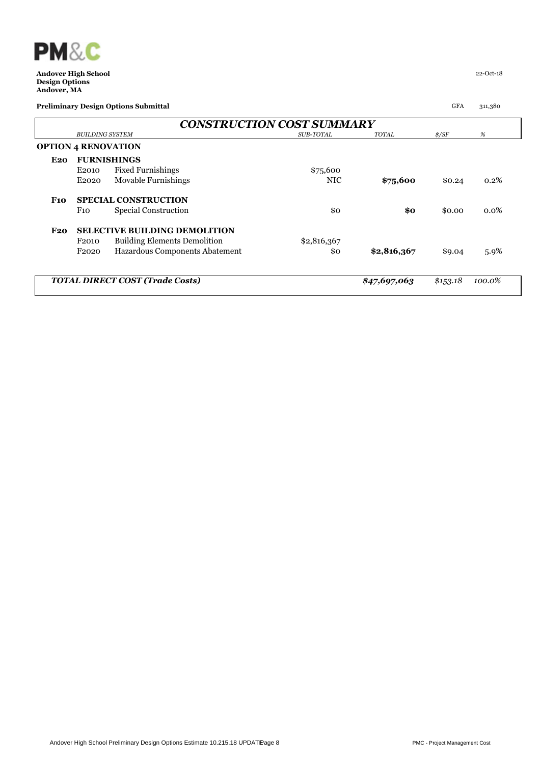PM&C

**Andover High School**
**Design Options**
**Andover, MA**

22-Oct-18

**Preliminary Design Options Submittal**

GFA 311,380

## *CONSTRUCTION COST SUMMARY*

| | | *BUILDING SYSTEM* | *SUB-TOTAL* | *TOTAL* | *$/SF* | *%* |
|---|---|---|---|---|---|---|
| **OPTION 4 RENOVATION** | | | | | | |
| **E20** | **FURNISHINGS** | | | | | |
| | E2010 | Fixed Furnishings | $75,600 | | | |
| | E2020 | Movable Furnishings | NIC | **$75,600** | $0.24 | 0.2% |
| **F10** | **SPECIAL CONSTRUCTION** | | | | | |
| | F10 | Special Construction | $0 | **$0** | $0.00 | 0.0% |
| **F20** | **SELECTIVE BUILDING DEMOLITION** | | | | | |
| | F2010 | Building Elements Demolition | $2,816,367 | | | |
| | F2020 | Hazardous Components Abatement | $0 | **$2,816,367** | $9.04 | 5.9% |
| ***TOTAL DIRECT COST (Trade Costs)*** | | | | ***$47,697,063*** | *$153.18* | *100.0%* |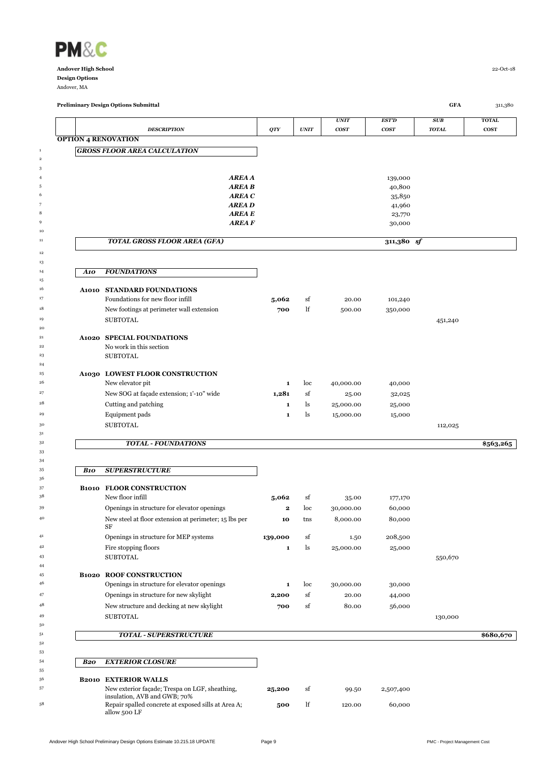**PM&C**

**Andover High School**
**Design Options**
Andover, MA

22-Oct-18

**Preliminary Design Options Submittal** | **GFA** 311,380

| | | *DESCRIPTION* | *QTY* | *UNIT* | *UNIT COST* | *EST'D COST* | *SUB TOTAL* | *TOTAL COST* |
|---|---|---|---|---|---|---|---|---|
| | **OPTION 4 RENOVATION** | | | | | | | |
| 1 | | ***GROSS FLOOR AREA CALCULATION*** | | | | | | |
| 2 | | | | | | | | |
| 3 | | | | | | | | |
| 4 | | ***AREA A*** | | | | 139,000 | | |
| 5 | | ***AREA B*** | | | | 40,800 | | |
| 6 | | ***AREA C*** | | | | 35,850 | | |
| 7 | | ***AREA D*** | | | | 41,960 | | |
| 8 | | ***AREA E*** | | | | 23,770 | | |
| 9 | | ***AREA F*** | | | | 30,000 | | |
| 10 | | | | | | | | |
| 11 | | ***TOTAL GROSS FLOOR AREA (GFA)*** | | | | **311,380** ***sf*** | | |
| 12 | | | | | | | | |
| 13 | | | | | | | | |
| 14 | ***A10*** | ***FOUNDATIONS*** | | | | | | |
| 15 | | | | | | | | |
| 16 | **A1010** | **STANDARD FOUNDATIONS** | | | | | | |
| 17 | | Foundations for new floor infill | **5,062** | sf | 20.00 | 101,240 | | |
| 18 | | New footings at perimeter wall extension | **700** | lf | 500.00 | 350,000 | | |
| 19 | | SUBTOTAL | | | | | 451,240 | |
| 20 | | | | | | | | |
| 21 | **A1020** | **SPECIAL FOUNDATIONS** | | | | | | |
| 22 | | No work in this section | | | | | | |
| 23 | | SUBTOTAL | | | | | | |
| 24 | | | | | | | | |
| 25 | **A1030** | **LOWEST FLOOR CONSTRUCTION** | | | | | | |
| 26 | | New elevator pit | **1** | loc | 40,000.00 | 40,000 | | |
| 27 | | New SOG at façade extension; 1'-10" wide | **1,281** | sf | 25.00 | 32,025 | | |
| 28 | | Cutting and patching | **1** | ls | 25,000.00 | 25,000 | | |
| 29 | | Equipment pads | **1** | ls | 15,000.00 | 15,000 | | |
| 30 | | SUBTOTAL | | | | | 112,025 | |
| 31 | | | | | | | | |
| 32 | | ***TOTAL - FOUNDATIONS*** | | | | | | **$563,265** |
| 33 | | | | | | | | |
| 34 | | | | | | | | |
| 35 | ***B10*** | ***SUPERSTRUCTURE*** | | | | | | |
| 36 | | | | | | | | |
| 37 | **B1010** | **FLOOR CONSTRUCTION** | | | | | | |
| 38 | | New floor infill | **5,062** | sf | 35.00 | 177,170 | | |
| 39 | | Openings in structure for elevator openings | **2** | loc | 30,000.00 | 60,000 | | |
| 40 | | New steel at floor extension at perimeter; 15 lbs per SF | **10** | tns | 8,000.00 | 80,000 | | |
| 41 | | Openings in structure for MEP systems | **139,000** | sf | 1.50 | 208,500 | | |
| 42 | | Fire stopping floors | **1** | ls | 25,000.00 | 25,000 | | |
| 43 | | SUBTOTAL | | | | | 550,670 | |
| 44 | | | | | | | | |
| 45 | **B1020** | **ROOF CONSTRUCTION** | | | | | | |
| 46 | | Openings in structure for elevator openings | **1** | loc | 30,000.00 | 30,000 | | |
| 47 | | Openings in structure for new skylight | **2,200** | sf | 20.00 | 44,000 | | |
| 48 | | New structure and decking at new skylight | **700** | sf | 80.00 | 56,000 | | |
| 49 | | SUBTOTAL | | | | | 130,000 | |
| 50 | | | | | | | | |
| 51 | | ***TOTAL - SUPERSTRUCTURE*** | | | | | | **$680,670** |
| 52 | | | | | | | | |
| 53 | | | | | | | | |
| 54 | ***B20*** | ***EXTERIOR CLOSURE*** | | | | | | |
| 55 | | | | | | | | |
| 56 | **B2010** | **EXTERIOR WALLS** | | | | | | |
| 57 | | New exterior façade; Trespa on LGF, sheathing, insulation, AVB and GWB; 70% | **25,200** | sf | 99.50 | 2,507,400 | | |
| 58 | | Repair spalled concrete at exposed sills at Area A; allow 500 LF | **500** | lf | 120.00 | 60,000 | | |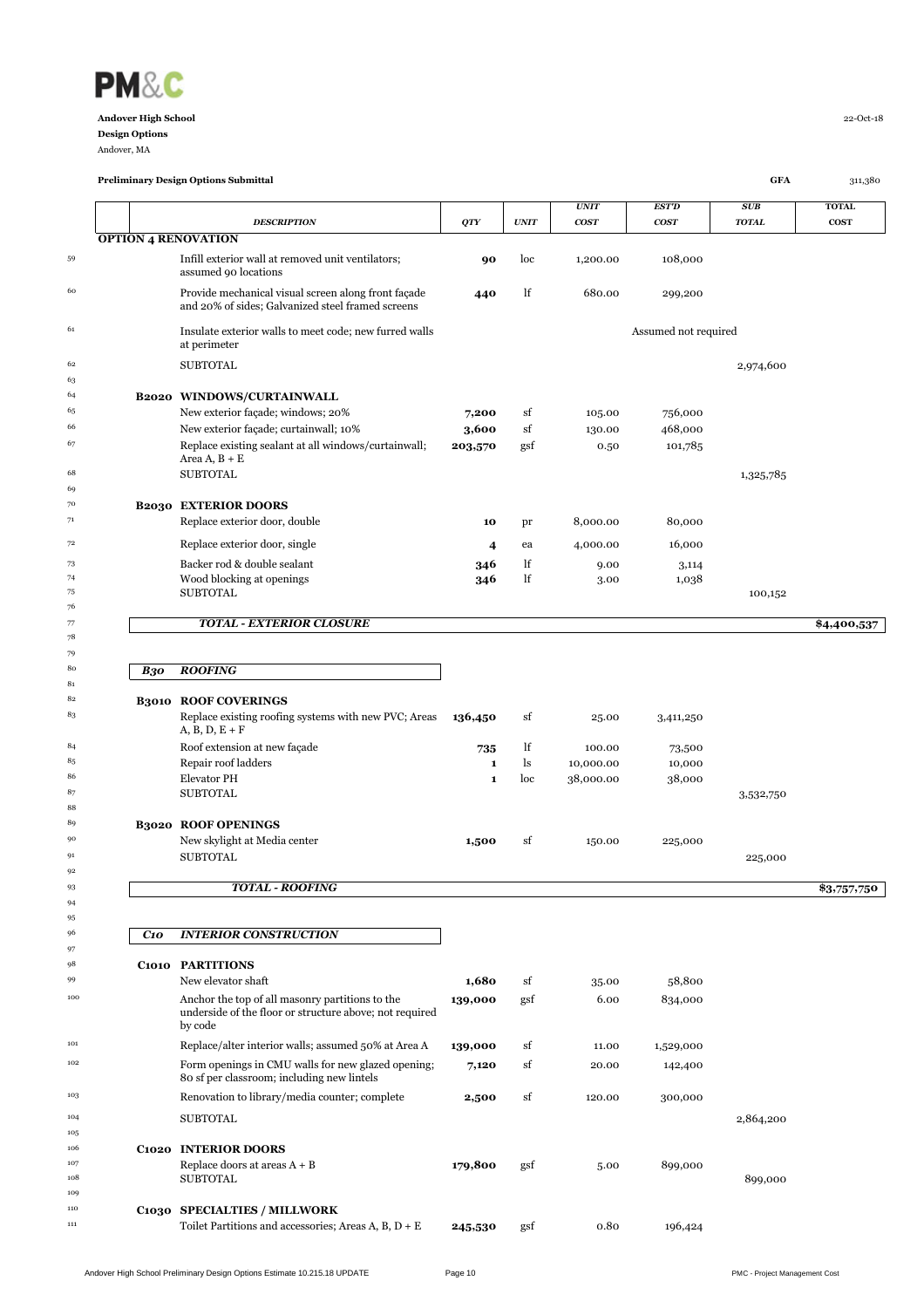**Andover High School**
**Design Options**
Andover, MA

**Preliminary Design Options Submittal** — GFA 311,380

| # | | DESCRIPTION | QTY | UNIT | UNIT COST | EST'D COST | SUB TOTAL | TOTAL COST |
|---|---|---|---|---|---|---|---|---|
| | **OPTION 4 RENOVATION** | | | | | | | |
| 59 | | Infill exterior wall at removed unit ventilators; assumed 90 locations | **90** | loc | 1,200.00 | 108,000 | | |
| 60 | | Provide mechanical visual screen along front façade and 20% of sides; Galvanized steel framed screens | **440** | lf | 680.00 | 299,200 | | |
| 61 | | Insulate exterior walls to meet code; new furred walls at perimeter | | | | Assumed not required | | |
| 62 | | SUBTOTAL | | | | | 2,974,600 | |
| 63 | | | | | | | | |
| 64 | **B2020** | **WINDOWS/CURTAINWALL** | | | | | | |
| 65 | | New exterior façade; windows; 20% | **7,200** | sf | 105.00 | 756,000 | | |
| 66 | | New exterior façade; curtainwall; 10% | **3,600** | sf | 130.00 | 468,000 | | |
| 67 | | Replace existing sealant at all windows/curtainwall; Area A, B + E | **203,570** | gsf | 0.50 | 101,785 | | |
| 68 | | SUBTOTAL | | | | | 1,325,785 | |
| 69 | | | | | | | | |
| 70 | **B2030** | **EXTERIOR DOORS** | | | | | | |
| 71 | | Replace exterior door, double | **10** | pr | 8,000.00 | 80,000 | | |
| 72 | | Replace exterior door, single | **4** | ea | 4,000.00 | 16,000 | | |
| 73 | | Backer rod & double sealant | **346** | lf | 9.00 | 3,114 | | |
| 74 | | Wood blocking at openings | **346** | lf | 3.00 | 1,038 | | |
| 75 | | SUBTOTAL | | | | | 100,152 | |
| 76 | | | | | | | | |
| 77 | | ***TOTAL - EXTERIOR CLOSURE*** | | | | | | **$4,400,537** |
| 78 | | | | | | | | |
| 79 | | | | | | | | |
| 80 | ***B30*** | ***ROOFING*** | | | | | | |
| 81 | | | | | | | | |
| 82 | **B3010** | **ROOF COVERINGS** | | | | | | |
| 83 | | Replace existing roofing systems with new PVC; Areas A, B, D, E + F | **136,450** | sf | 25.00 | 3,411,250 | | |
| 84 | | Roof extension at new façade | **735** | lf | 100.00 | 73,500 | | |
| 85 | | Repair roof ladders | **1** | ls | 10,000.00 | 10,000 | | |
| 86 | | Elevator PH | **1** | loc | 38,000.00 | 38,000 | | |
| 87 | | SUBTOTAL | | | | | 3,532,750 | |
| 88 | | | | | | | | |
| 89 | **B3020** | **ROOF OPENINGS** | | | | | | |
| 90 | | New skylight at Media center | **1,500** | sf | 150.00 | 225,000 | | |
| 91 | | SUBTOTAL | | | | | 225,000 | |
| 92 | | | | | | | | |
| 93 | | ***TOTAL - ROOFING*** | | | | | | **$3,757,750** |
| 94 | | | | | | | | |
| 95 | | | | | | | | |
| 96 | ***C10*** | ***INTERIOR CONSTRUCTION*** | | | | | | |
| 97 | | | | | | | | |
| 98 | **C1010** | **PARTITIONS** | | | | | | |
| 99 | | New elevator shaft | **1,680** | sf | 35.00 | 58,800 | | |
| 100 | | Anchor the top of all masonry partitions to the underside of the floor or structure above; not required by code | **139,000** | gsf | 6.00 | 834,000 | | |
| 101 | | Replace/alter interior walls; assumed 50% at Area A | **139,000** | sf | 11.00 | 1,529,000 | | |
| 102 | | Form openings in CMU walls for new glazed opening; 80 sf per classroom; including new lintels | **7,120** | sf | 20.00 | 142,400 | | |
| 103 | | Renovation to library/media counter; complete | **2,500** | sf | 120.00 | 300,000 | | |
| 104 | | SUBTOTAL | | | | | 2,864,200 | |
| 105 | | | | | | | | |
| 106 | **C1020** | **INTERIOR DOORS** | | | | | | |
| 107 | | Replace doors at areas A + B | **179,800** | gsf | 5.00 | 899,000 | | |
| 108 | | SUBTOTAL | | | | | 899,000 | |
| 109 | | | | | | | | |
| 110 | **C1030** | **SPECIALTIES / MILLWORK** | | | | | | |
| 111 | | Toilet Partitions and accessories; Areas A, B, D + E | **245,530** | gsf | 0.80 | 196,424 | | |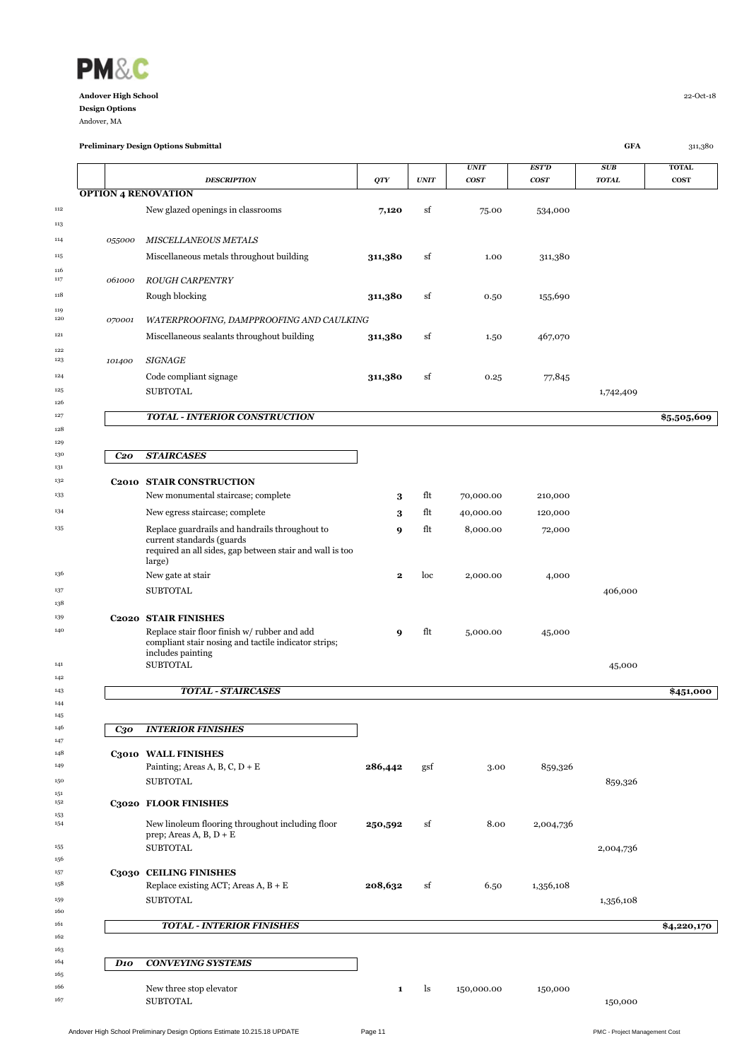**Andover High School**
**Design Options**
Andover, MA

**Preliminary Design Options Submittal** | **GFA** 311,380

| | | DESCRIPTION | QTY | UNIT | UNIT COST | EST'D COST | SUB TOTAL | TOTAL COST |
|---|---|---|---|---|---|---|---|---|
| | **OPTION 4 RENOVATION** | | | | | | | |
| 112 | | New glazed openings in classrooms | **7,120** | sf | 75.00 | 534,000 | | |
| 113 | | | | | | | | |
| 114 | *055000* | *MISCELLANEOUS METALS* | | | | | | |
| 115 | | Miscellaneous metals throughout building | **311,380** | sf | 1.00 | 311,380 | | |
| 116 | | | | | | | | |
| 117 | *061000* | *ROUGH CARPENTRY* | | | | | | |
| 118 | | Rough blocking | **311,380** | sf | 0.50 | 155,690 | | |
| 119 | | | | | | | | |
| 120 | *070001* | *WATERPROOFING, DAMPPROOFING AND CAULKING* | | | | | | |
| 121 | | Miscellaneous sealants throughout building | **311,380** | sf | 1.50 | 467,070 | | |
| 122 | | | | | | | | |
| 123 | *101400* | *SIGNAGE* | | | | | | |
| 124 | | Code compliant signage | **311,380** | sf | 0.25 | 77,845 | | |
| 125 | | SUBTOTAL | | | | | 1,742,409 | |
| 126 | | | | | | | | |
| 127 | | ***TOTAL - INTERIOR CONSTRUCTION*** | | | | | | **$5,505,609** |
| 128 | | | | | | | | |
| 129 | | | | | | | | |
| 130 | ***C20*** | ***STAIRCASES*** | | | | | | |
| 131 | | | | | | | | |
| 132 | **C2010** | **STAIR CONSTRUCTION** | | | | | | |
| 133 | | New monumental staircase; complete | **3** | flt | 70,000.00 | 210,000 | | |
| 134 | | New egress staircase; complete | **3** | flt | 40,000.00 | 120,000 | | |
| 135 | | Replace guardrails and handrails throughout to current standards (guards required an all sides, gap between stair and wall is too large) | **9** | flt | 8,000.00 | 72,000 | | |
| 136 | | New gate at stair | **2** | loc | 2,000.00 | 4,000 | | |
| 137 | | SUBTOTAL | | | | | 406,000 | |
| 138 | | | | | | | | |
| 139 | **C2020** | **STAIR FINISHES** | | | | | | |
| 140 | | Replace stair floor finish w/ rubber and add compliant stair nosing and tactile indicator strips; includes painting | **9** | flt | 5,000.00 | 45,000 | | |
| 141 | | SUBTOTAL | | | | | 45,000 | |
| 142 | | | | | | | | |
| 143 | | ***TOTAL - STAIRCASES*** | | | | | | **$451,000** |
| 144 | | | | | | | | |
| 145 | | | | | | | | |
| 146 | ***C30*** | ***INTERIOR FINISHES*** | | | | | | |
| 147 | | | | | | | | |
| 148 | **C3010** | **WALL FINISHES** | | | | | | |
| 149 | | Painting; Areas A, B, C, D + E | **286,442** | gsf | 3.00 | 859,326 | | |
| 150 | | SUBTOTAL | | | | | 859,326 | |
| 151 | | | | | | | | |
| 152 | **C3020** | **FLOOR FINISHES** | | | | | | |
| 153 | | | | | | | | |
| 154 | | New linoleum flooring throughout including floor prep; Areas A, B, D + E | **250,592** | sf | 8.00 | 2,004,736 | | |
| 155 | | SUBTOTAL | | | | | 2,004,736 | |
| 156 | | | | | | | | |
| 157 | **C3030** | **CEILING FINISHES** | | | | | | |
| 158 | | Replace existing ACT; Areas A, B + E | **208,632** | sf | 6.50 | 1,356,108 | | |
| 159 | | SUBTOTAL | | | | | 1,356,108 | |
| 160 | | | | | | | | |
| 161 | | ***TOTAL - INTERIOR FINISHES*** | | | | | | **$4,220,170** |
| 162 | | | | | | | | |
| 163 | | | | | | | | |
| 164 | ***D10*** | ***CONVEYING SYSTEMS*** | | | | | | |
| 165 | | | | | | | | |
| 166 | | New three stop elevator | **1** | ls | 150,000.00 | 150,000 | | |
| 167 | | SUBTOTAL | | | | | 150,000 | |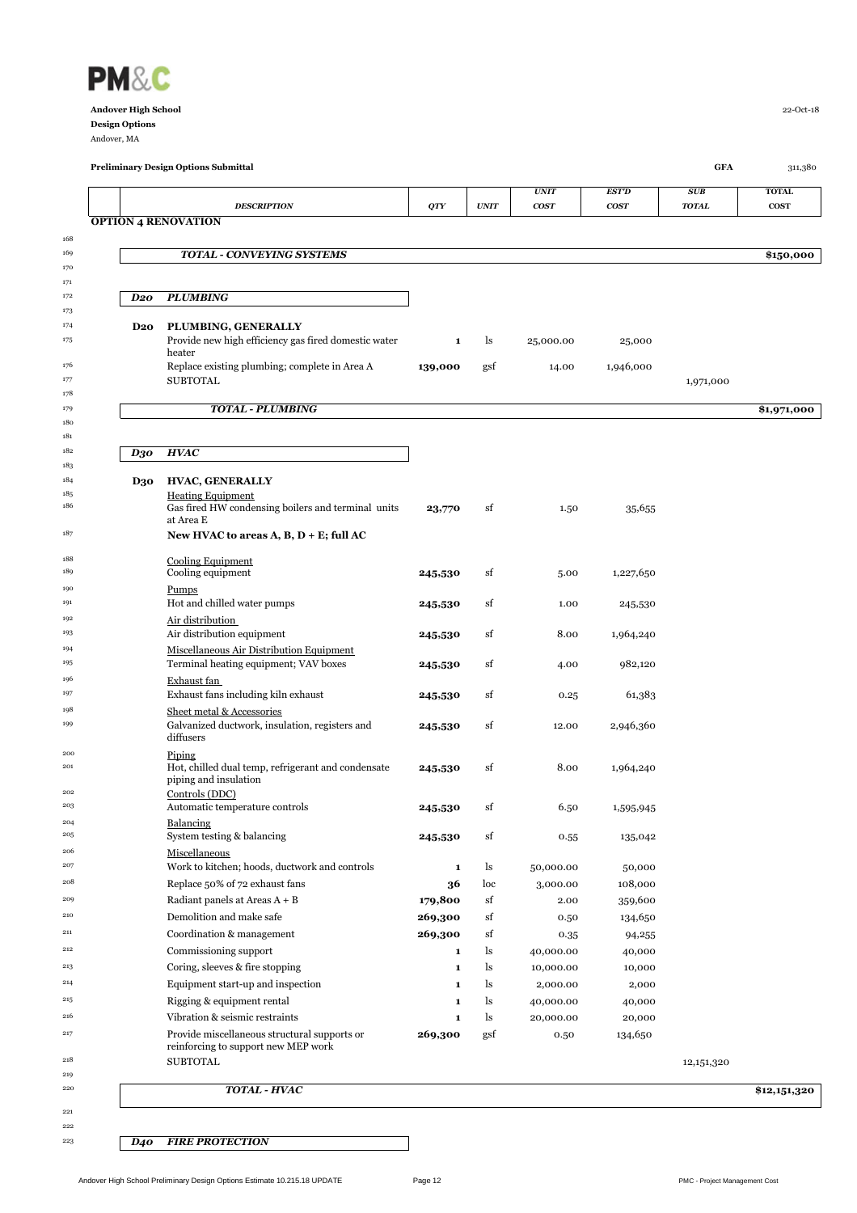**PM&C**

**Andover High School**
**Design Options**
Andover, MA

22-Oct-18

**Preliminary Design Options Submittal** GFA 311,380

| | | DESCRIPTION | QTY | UNIT | UNIT COST | EST'D COST | SUB TOTAL | TOTAL COST |
|---|---|---|---|---|---|---|---|---|
| | | **OPTION 4 RENOVATION** | | | | | | |
| 168 | | | | | | | | |
| 169 | | ***TOTAL - CONVEYING SYSTEMS*** | | | | | | **$150,000** |
| 170 | | | | | | | | |
| 171 | | | | | | | | |
| 172 | ***D20*** | ***PLUMBING*** | | | | | | |
| 173 | | | | | | | | |
| 174 | **D20** | **PLUMBING, GENERALLY** | | | | | | |
| 175 | | Provide new high efficiency gas fired domestic water heater | **1** | ls | 25,000.00 | 25,000 | | |
| 176 | | Replace existing plumbing; complete in Area A | **139,000** | gsf | 14.00 | 1,946,000 | | |
| 177 | | SUBTOTAL | | | | | 1,971,000 | |
| 178 | | | | | | | | |
| 179 | | ***TOTAL - PLUMBING*** | | | | | | **$1,971,000** |
| 180 | | | | | | | | |
| 181 | | | | | | | | |
| 182 | ***D30*** | ***HVAC*** | | | | | | |
| 183 | | | | | | | | |
| 184 | **D30** | **HVAC, GENERALLY** | | | | | | |
| 185 | | Heating Equipment | | | | | | |
| 186 | | Gas fired HW condensing boilers and terminal units at Area E | **23,770** | sf | 1.50 | 35,655 | | |
| 187 | | **New HVAC to areas A, B, D + E; full AC** | | | | | | |
| 188 | | Cooling Equipment | | | | | | |
| 189 | | Cooling equipment | **245,530** | sf | 5.00 | 1,227,650 | | |
| 190 | | Pumps | | | | | | |
| 191 | | Hot and chilled water pumps | **245,530** | sf | 1.00 | 245,530 | | |
| 192 | | Air distribution | | | | | | |
| 193 | | Air distribution equipment | **245,530** | sf | 8.00 | 1,964,240 | | |
| 194 | | Miscellaneous Air Distribution Equipment | | | | | | |
| 195 | | Terminal heating equipment; VAV boxes | **245,530** | sf | 4.00 | 982,120 | | |
| 196 | | Exhaust fan | | | | | | |
| 197 | | Exhaust fans including kiln exhaust | **245,530** | sf | 0.25 | 61,383 | | |
| 198 | | Sheet metal & Accessories | | | | | | |
| 199 | | Galvanized ductwork, insulation, registers and diffusers | **245,530** | sf | 12.00 | 2,946,360 | | |
| 200 | | Piping | | | | | | |
| 201 | | Hot, chilled dual temp, refrigerant and condensate piping and insulation | **245,530** | sf | 8.00 | 1,964,240 | | |
| 202 | | Controls (DDC) | | | | | | |
| 203 | | Automatic temperature controls | **245,530** | sf | 6.50 | 1,595,945 | | |
| 204 | | Balancing | | | | | | |
| 205 | | System testing & balancing | **245,530** | sf | 0.55 | 135,042 | | |
| 206 | | Miscellaneous | | | | | | |
| 207 | | Work to kitchen; hoods, ductwork and controls | **1** | ls | 50,000.00 | 50,000 | | |
| 208 | | Replace 50% of 72 exhaust fans | **36** | loc | 3,000.00 | 108,000 | | |
| 209 | | Radiant panels at Areas A + B | **179,800** | sf | 2.00 | 359,600 | | |
| 210 | | Demolition and make safe | **269,300** | sf | 0.50 | 134,650 | | |
| 211 | | Coordination & management | **269,300** | sf | 0.35 | 94,255 | | |
| 212 | | Commissioning support | **1** | ls | 40,000.00 | 40,000 | | |
| 213 | | Coring, sleeves & fire stopping | **1** | ls | 10,000.00 | 10,000 | | |
| 214 | | Equipment start-up and inspection | **1** | ls | 2,000.00 | 2,000 | | |
| 215 | | Rigging & equipment rental | **1** | ls | 40,000.00 | 40,000 | | |
| 216 | | Vibration & seismic restraints | **1** | ls | 20,000.00 | 20,000 | | |
| 217 | | Provide miscellaneous structural supports or reinforcing to support new MEP work | **269,300** | gsf | 0.50 | 134,650 | | |
| 218 | | SUBTOTAL | | | | | 12,151,320 | |
| 219 | | | | | | | | |
| 220 | | ***TOTAL - HVAC*** | | | | | | **$12,151,320** |
| 221 | | | | | | | | |
| 222 | | | | | | | | |
| 223 | ***D40*** | ***FIRE PROTECTION*** | | | | | | |

Andover High School Preliminary Design Options Estimate 10.215.18 UPDATE — PMC - Project Management Cost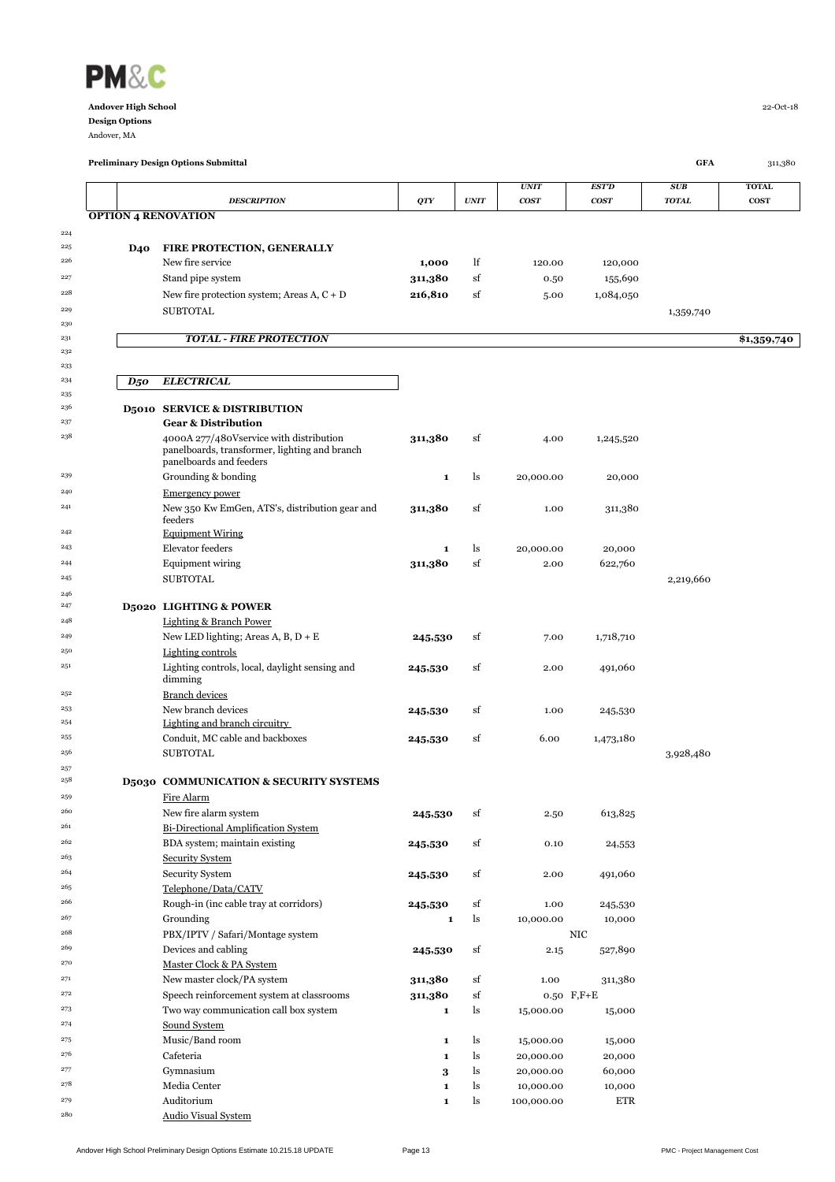**Andover High School**
**Design Options**
Andover, MA

**Preliminary Design Options Submittal** | **GFA** 311,380

| | | DESCRIPTION | QTY | UNIT | UNIT COST | EST'D COST | SUB TOTAL | TOTAL COST |
|---|---|---|---|---|---|---|---|---|
| | **OPTION 4 RENOVATION** | | | | | | | |
| 224 | | | | | | | | |
| 225 | **D40** | **FIRE PROTECTION, GENERALLY** | | | | | | |
| 226 | | New fire service | **1,000** | lf | 120.00 | 120,000 | | |
| 227 | | Stand pipe system | **311,380** | sf | 0.50 | 155,690 | | |
| 228 | | New fire protection system; Areas A, C + D | **216,810** | sf | 5.00 | 1,084,050 | | |
| 229 | | SUBTOTAL | | | | | 1,359,740 | |
| 230 | | | | | | | | |
| 231 | | ***TOTAL - FIRE PROTECTION*** | | | | | | **$1,359,740** |
| 232 | | | | | | | | |
| 233 | | | | | | | | |
| 234 | ***D50*** | ***ELECTRICAL*** | | | | | | |
| 235 | | | | | | | | |
| 236 | **D5010** | **SERVICE & DISTRIBUTION** | | | | | | |
| 237 | | **Gear & Distribution** | | | | | | |
| 238 | | 4000A 277/480Vservice with distribution panelboards, transformer, lighting and branch panelboards and feeders | **311,380** | sf | 4.00 | 1,245,520 | | |
| 239 | | Grounding & bonding | **1** | ls | 20,000.00 | 20,000 | | |
| 240 | | Emergency power | | | | | | |
| 241 | | New 350 Kw EmGen, ATS's, distribution gear and feeders | **311,380** | sf | 1.00 | 311,380 | | |
| 242 | | Equipment Wiring | | | | | | |
| 243 | | Elevator feeders | **1** | ls | 20,000.00 | 20,000 | | |
| 244 | | Equipment wiring | **311,380** | sf | 2.00 | 622,760 | | |
| 245 | | SUBTOTAL | | | | | 2,219,660 | |
| 246 | | | | | | | | |
| 247 | **D5020** | **LIGHTING & POWER** | | | | | | |
| 248 | | Lighting & Branch Power | | | | | | |
| 249 | | New LED lighting; Areas A, B, D + E | **245,530** | sf | 7.00 | 1,718,710 | | |
| 250 | | Lighting controls | | | | | | |
| 251 | | Lighting controls, local, daylight sensing and dimming | **245,530** | sf | 2.00 | 491,060 | | |
| 252 | | Branch devices | | | | | | |
| 253 | | New branch devices | **245,530** | sf | 1.00 | 245,530 | | |
| 254 | | Lighting and branch circuitry | | | | | | |
| 255 | | Conduit, MC cable and backboxes | **245,530** | sf | 6.00 | 1,473,180 | | |
| 256 | | SUBTOTAL | | | | | 3,928,480 | |
| 257 | | | | | | | | |
| 258 | **D5030** | **COMMUNICATION & SECURITY SYSTEMS** | | | | | | |
| 259 | | Fire Alarm | | | | | | |
| 260 | | New fire alarm system | **245,530** | sf | 2.50 | 613,825 | | |
| 261 | | Bi-Directional Amplification System | | | | | | |
| 262 | | BDA system; maintain existing | **245,530** | sf | 0.10 | 24,553 | | |
| 263 | | Security System | | | | | | |
| 264 | | Security System | **245,530** | sf | 2.00 | 491,060 | | |
| 265 | | Telephone/Data/CATV | | | | | | |
| 266 | | Rough-in (inc cable tray at corridors) | **245,530** | sf | 1.00 | 245,530 | | |
| 267 | | Grounding | **1** | ls | 10,000.00 | 10,000 | | |
| 268 | | PBX/IPTV / Safari/Montage system | | | | NIC | | |
| 269 | | Devices and cabling | **245,530** | sf | 2.15 | 527,890 | | |
| 270 | | Master Clock & PA System | | | | | | |
| 271 | | New master clock/PA system | **311,380** | sf | 1.00 | 311,380 | | |
| 272 | | Speech reinforcement system at classrooms | **311,380** | sf | 0.50 | F,F+E | | |
| 273 | | Two way communication call box system | **1** | ls | 15,000.00 | 15,000 | | |
| 274 | | Sound System | | | | | | |
| 275 | | Music/Band room | **1** | ls | 15,000.00 | 15,000 | | |
| 276 | | Cafeteria | **1** | ls | 20,000.00 | 20,000 | | |
| 277 | | Gymnasium | **3** | ls | 20,000.00 | 60,000 | | |
| 278 | | Media Center | **1** | ls | 10,000.00 | 10,000 | | |
| 279 | | Auditorium | **1** | ls | 100,000.00 | ETR | | |
| 280 | | Audio Visual System | | | | | | |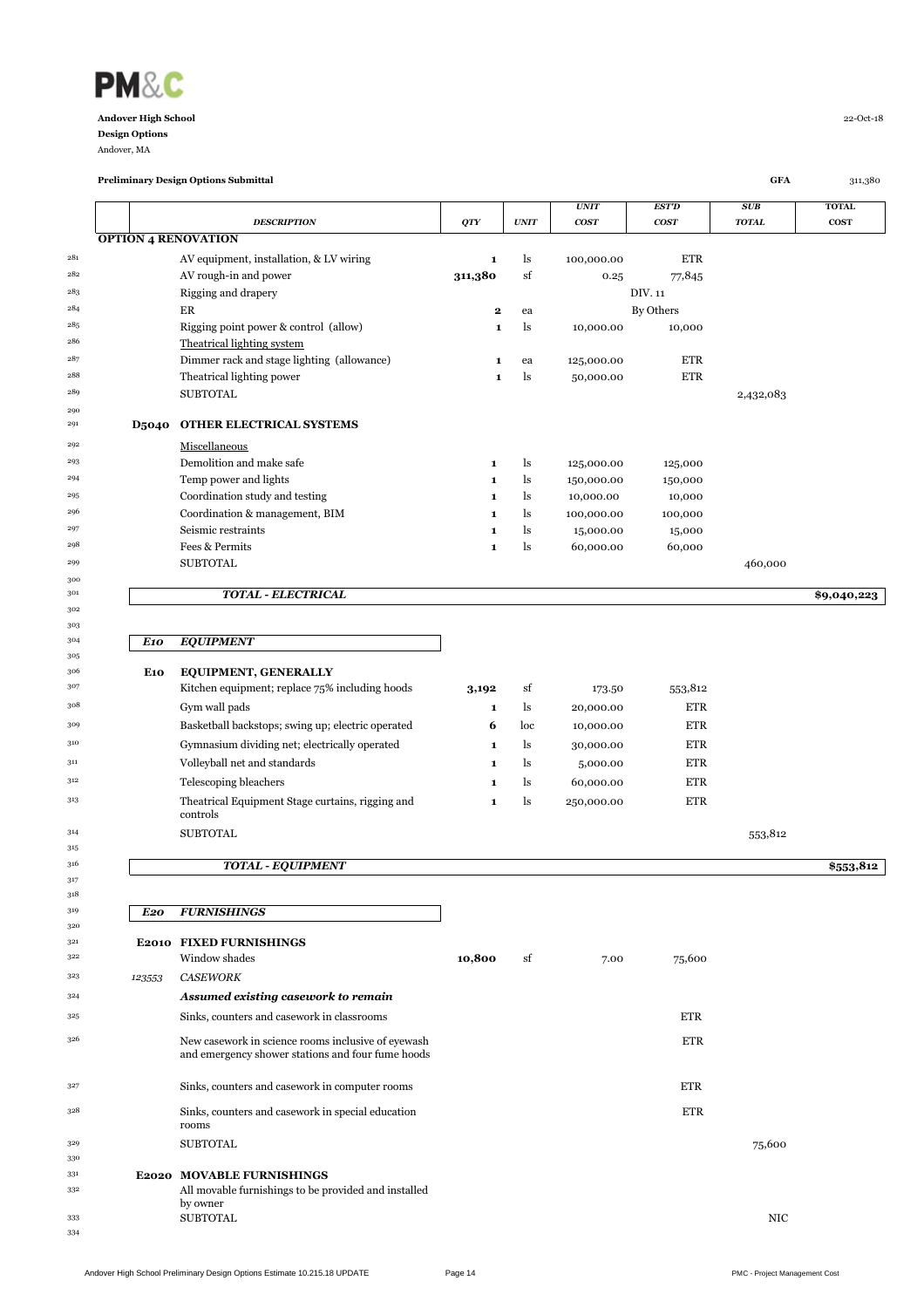**PM&C**

**Andover High School**
**Design Options**
Andover, MA

22-Oct-18

**Preliminary Design Options Submittal**

GFA 311,380

| | | DESCRIPTION | QTY | UNIT | UNIT COST | EST'D COST | SUB TOTAL | TOTAL COST |
|---|---|---|---|---|---|---|---|---|
| | **OPTION 4 RENOVATION** | | | | | | | |
| 281 | | AV equipment, installation, & LV wiring | 1 | ls | 100,000.00 | ETR | | |
| 282 | | AV rough-in and power | **311,380** | sf | 0.25 | 77,845 | | |
| 283 | | Rigging and drapery | | | | DIV. 11 | | |
| 284 | | ER | **2** | ea | | By Others | | |
| 285 | | Rigging point power & control (allow) | 1 | ls | 10,000.00 | 10,000 | | |
| 286 | | Theatrical lighting system | | | | | | |
| 287 | | Dimmer rack and stage lighting (allowance) | 1 | ea | 125,000.00 | ETR | | |
| 288 | | Theatrical lighting power | 1 | ls | 50,000.00 | ETR | | |
| 289 | | SUBTOTAL | | | | | 2,432,083 | |
| 290 | | | | | | | | |
| 291 | **D5040** | **OTHER ELECTRICAL SYSTEMS** | | | | | | |
| 292 | | Miscellaneous | | | | | | |
| 293 | | Demolition and make safe | 1 | ls | 125,000.00 | 125,000 | | |
| 294 | | Temp power and lights | 1 | ls | 150,000.00 | 150,000 | | |
| 295 | | Coordination study and testing | 1 | ls | 10,000.00 | 10,000 | | |
| 296 | | Coordination & management, BIM | 1 | ls | 100,000.00 | 100,000 | | |
| 297 | | Seismic restraints | 1 | ls | 15,000.00 | 15,000 | | |
| 298 | | Fees & Permits | 1 | ls | 60,000.00 | 60,000 | | |
| 299 | | SUBTOTAL | | | | | 460,000 | |
| 300 | | | | | | | | |
| 301 | | ***TOTAL - ELECTRICAL*** | | | | | | **$9,040,223** |
| 302 | | | | | | | | |
| 303 | | | | | | | | |
| 304 | ***E10*** | ***EQUIPMENT*** | | | | | | |
| 305 | | | | | | | | |
| 306 | **E10** | **EQUIPMENT, GENERALLY** | | | | | | |
| 307 | | Kitchen equipment; replace 75% including hoods | **3,192** | sf | 173.50 | 553,812 | | |
| 308 | | Gym wall pads | 1 | ls | 20,000.00 | ETR | | |
| 309 | | Basketball backstops; swing up; electric operated | **6** | loc | 10,000.00 | ETR | | |
| 310 | | Gymnasium dividing net; electrically operated | 1 | ls | 30,000.00 | ETR | | |
| 311 | | Volleyball net and standards | 1 | ls | 5,000.00 | ETR | | |
| 312 | | Telescoping bleachers | 1 | ls | 60,000.00 | ETR | | |
| 313 | | Theatrical Equipment Stage curtains, rigging and controls | 1 | ls | 250,000.00 | ETR | | |
| 314 | | SUBTOTAL | | | | | 553,812 | |
| 315 | | | | | | | | |
| 316 | | ***TOTAL - EQUIPMENT*** | | | | | | **$553,812** |
| 317 | | | | | | | | |
| 318 | | | | | | | | |
| 319 | ***E20*** | ***FURNISHINGS*** | | | | | | |
| 320 | | | | | | | | |
| 321 | **E2010** | **FIXED FURNISHINGS** | | | | | | |
| 322 | | Window shades | **10,800** | sf | 7.00 | 75,600 | | |
| 323 | *123553* | *CASEWORK* | | | | | | |
| 324 | | ***Assumed existing casework to remain*** | | | | | | |
| 325 | | Sinks, counters and casework in classrooms | | | | ETR | | |
| 326 | | New casework in science rooms inclusive of eyewash and emergency shower stations and four fume hoods | | | | ETR | | |
| 327 | | Sinks, counters and casework in computer rooms | | | | ETR | | |
| 328 | | Sinks, counters and casework in special education rooms | | | | ETR | | |
| 329 | | SUBTOTAL | | | | | 75,600 | |
| 330 | | | | | | | | |
| 331 | **E2020** | **MOVABLE FURNISHINGS** | | | | | | |
| 332 | | All movable furnishings to be provided and installed by owner | | | | | | |
| 333 | | SUBTOTAL | | | | | NIC | |
| 334 | | | | | | | | |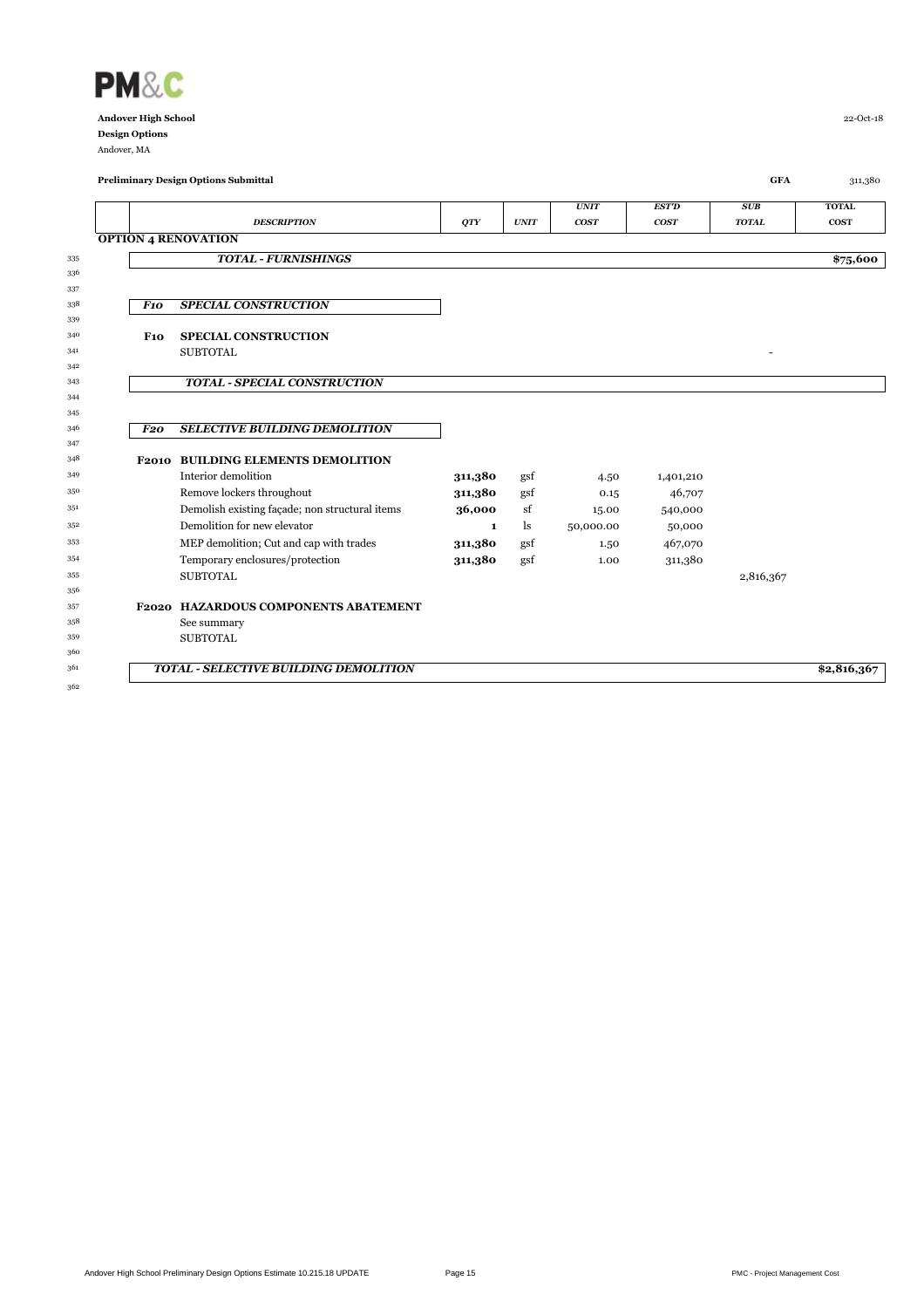**Andover High School**
**Design Options**
Andover, MA

**Preliminary Design Options Submittal** GFA 311,380

| | DESCRIPTION | QTY | UNIT | UNIT COST | EST'D COST | SUB TOTAL | TOTAL COST |
|---|---|---|---|---|---|---|---|
| **OPTION 4 RENOVATION** | | | | | | | |
| | ***TOTAL - FURNISHINGS*** | | | | | | **$75,600** |
| | | | | | | | |
| ***F10*** | ***SPECIAL CONSTRUCTION*** | | | | | | |
| | | | | | | | |
| **F10** | **SPECIAL CONSTRUCTION** | | | | | | |
| | SUBTOTAL | | | | | - | |
| | | | | | | | |
| | ***TOTAL - SPECIAL CONSTRUCTION*** | | | | | | |
| | | | | | | | |
| ***F20*** | ***SELECTIVE BUILDING DEMOLITION*** | | | | | | |
| | | | | | | | |
| **F2010** | **BUILDING ELEMENTS DEMOLITION** | | | | | | |
| | Interior demolition | **311,380** | gsf | 4.50 | 1,401,210 | | |
| | Remove lockers throughout | **311,380** | gsf | 0.15 | 46,707 | | |
| | Demolish existing façade; non structural items | **36,000** | sf | 15.00 | 540,000 | | |
| | Demolition for new elevator | **1** | ls | 50,000.00 | 50,000 | | |
| | MEP demolition; Cut and cap with trades | **311,380** | gsf | 1.50 | 467,070 | | |
| | Temporary enclosures/protection | **311,380** | gsf | 1.00 | 311,380 | | |
| | SUBTOTAL | | | | | 2,816,367 | |
| | | | | | | | |
| **F2020** | **HAZARDOUS COMPONENTS ABATEMENT** | | | | | | |
| | See summary | | | | | | |
| | SUBTOTAL | | | | | | |
| | | | | | | | |
| | ***TOTAL - SELECTIVE BUILDING DEMOLITION*** | | | | | | **$2,816,367** |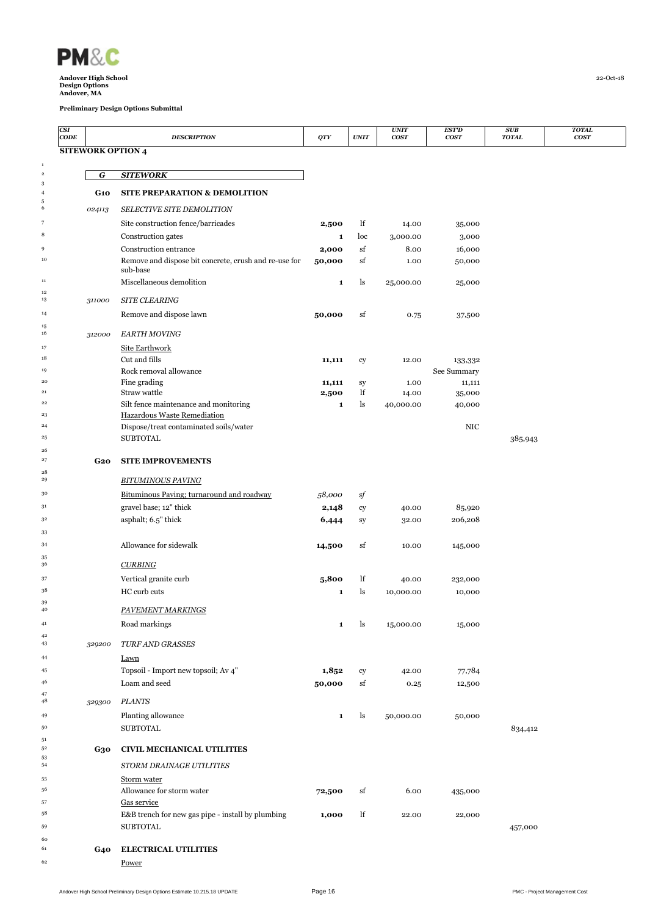**PM&C**

**Andover High School**
**Design Options**
**Andover, MA**

**Preliminary Design Options Submittal**

22-Oct-18

| CSI CODE | DESCRIPTION | QTY | UNIT | UNIT COST | EST'D COST | SUB TOTAL | TOTAL COST |
|---|---|---|---|---|---|---|---|
| **SITEWORK OPTION 4** | | | | | | | |
| ***G*** | ***SITEWORK*** | | | | | | |
| **G10** | **SITE PREPARATION & DEMOLITION** | | | | | | |
| *024113* | *SELECTIVE SITE DEMOLITION* | | | | | | |
| | Site construction fence/barricades | **2,500** | lf | 14.00 | 35,000 | | |
| | Construction gates | **1** | loc | 3,000.00 | 3,000 | | |
| | Construction entrance | **2,000** | sf | 8.00 | 16,000 | | |
| | Remove and dispose bit concrete, crush and re-use for sub-base | **50,000** | sf | 1.00 | 50,000 | | |
| | Miscellaneous demolition | **1** | ls | 25,000.00 | 25,000 | | |
| *311000* | *SITE CLEARING* | | | | | | |
| | Remove and dispose lawn | **50,000** | sf | 0.75 | 37,500 | | |
| *312000* | *EARTH MOVING* | | | | | | |
| | Site Earthwork | | | | | | |
| | Cut and fills | **11,111** | cy | 12.00 | 133,332 | | |
| | Rock removal allowance | | | | See Summary | | |
| | Fine grading | **11,111** | sy | 1.00 | 11,111 | | |
| | Straw wattle | **2,500** | lf | 14.00 | 35,000 | | |
| | Silt fence maintenance and monitoring | **1** | ls | 40,000.00 | 40,000 | | |
| | Hazardous Waste Remediation | | | | | | |
| | Dispose/treat contaminated soils/water | | | | NIC | | |
| | SUBTOTAL | | | | | 385,943 | |
| **G20** | **SITE IMPROVEMENTS** | | | | | | |
| | *BITUMINOUS PAVING* | | | | | | |
| | Bituminous Paving; turnaround and roadway | *58,000* | *sf* | | | | |
| | gravel base; 12" thick | **2,148** | cy | 40.00 | 85,920 | | |
| | asphalt; 6.5" thick | **6,444** | sy | 32.00 | 206,208 | | |
| | Allowance for sidewalk | **14,500** | sf | 10.00 | 145,000 | | |
| | *CURBING* | | | | | | |
| | Vertical granite curb | **5,800** | lf | 40.00 | 232,000 | | |
| | HC curb cuts | **1** | ls | 10,000.00 | 10,000 | | |
| | *PAVEMENT MARKINGS* | | | | | | |
| | Road markings | **1** | ls | 15,000.00 | 15,000 | | |
| *329200* | *TURF AND GRASSES* | | | | | | |
| | Lawn | | | | | | |
| | Topsoil - Import new topsoil; Av 4" | **1,852** | cy | 42.00 | 77,784 | | |
| | Loam and seed | **50,000** | sf | 0.25 | 12,500 | | |
| *329300* | *PLANTS* | | | | | | |
| | Planting allowance | **1** | ls | 50,000.00 | 50,000 | | |
| | SUBTOTAL | | | | | 834,412 | |
| **G30** | **CIVIL MECHANICAL UTILITIES** | | | | | | |
| | *STORM DRAINAGE UTILITIES* | | | | | | |
| | Storm water | | | | | | |
| | Allowance for storm water | **72,500** | sf | 6.00 | 435,000 | | |
| | Gas service | | | | | | |
| | E&B trench for new gas pipe - install by plumbing | **1,000** | lf | 22.00 | 22,000 | | |
| | SUBTOTAL | | | | | 457,000 | |
| **G40** | **ELECTRICAL UTILITIES** | | | | | | |
| | Power | | | | | | |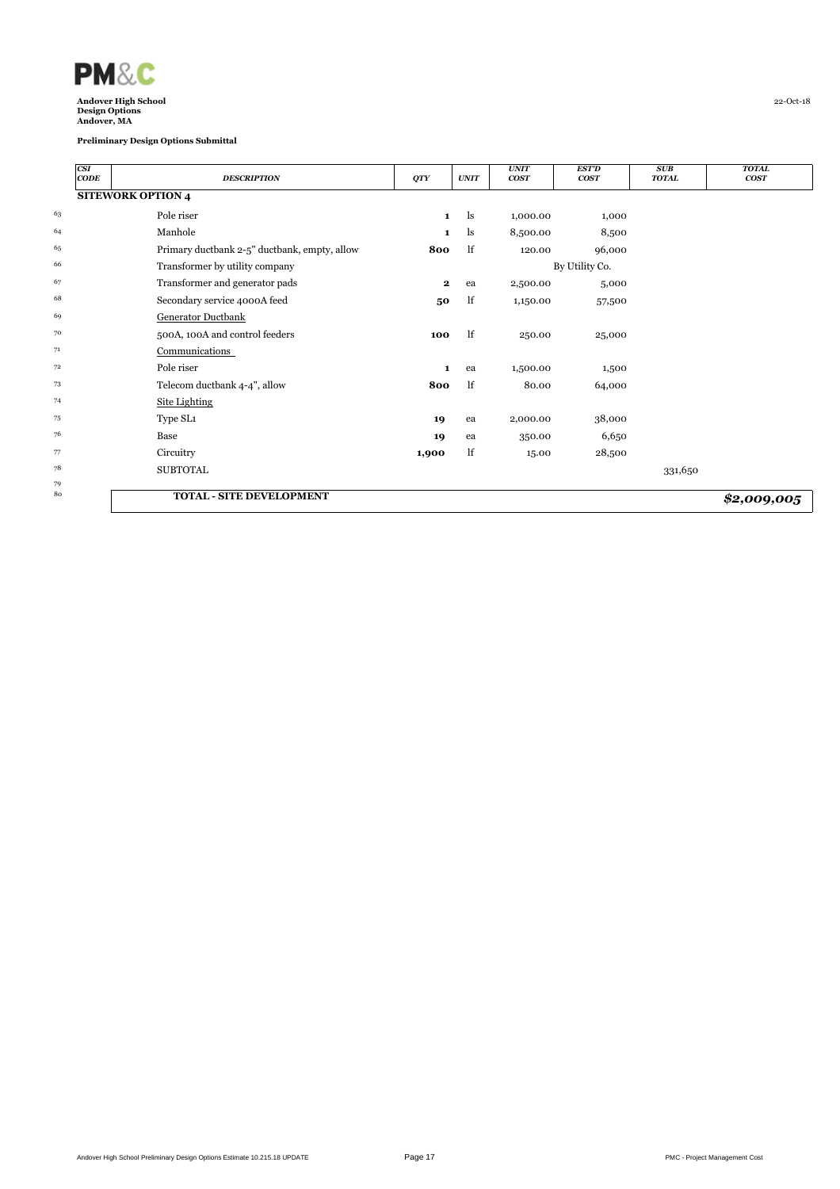**Andover High School**
**Design Options**
**Andover, MA**

22-Oct-18

**Preliminary Design Options Submittal**

| CSI CODE | DESCRIPTION | QTY | UNIT | UNIT COST | EST'D COST | SUB TOTAL | TOTAL COST |
|---|---|---|---|---|---|---|---|
| **SITEWORK OPTION 4** | | | | | | | |
| | Pole riser | **1** | ls | 1,000.00 | 1,000 | | |
| | Manhole | **1** | ls | 8,500.00 | 8,500 | | |
| | Primary ductbank 2-5" ductbank, empty, allow | **800** | lf | 120.00 | 96,000 | | |
| | Transformer by utility company | | | | By Utility Co. | | |
| | Transformer and generator pads | **2** | ea | 2,500.00 | 5,000 | | |
| | Secondary service 4000A feed | **50** | lf | 1,150.00 | 57,500 | | |
| | Generator Ductbank | | | | | | |
| | 500A, 100A and control feeders | **100** | lf | 250.00 | 25,000 | | |
| | Communications | | | | | | |
| | Pole riser | **1** | ea | 1,500.00 | 1,500 | | |
| | Telecom ductbank 4-4", allow | **800** | lf | 80.00 | 64,000 | | |
| | Site Lighting | | | | | | |
| | Type SL1 | **19** | ea | 2,000.00 | 38,000 | | |
| | Base | **19** | ea | 350.00 | 6,650 | | |
| | Circuitry | **1,900** | lf | 15.00 | 28,500 | | |
| | SUBTOTAL | | | | | 331,650 | |
| | | | | | | | |
| | **TOTAL - SITE DEVELOPMENT** | | | | | | ***$2,009,005*** |

Andover High School Preliminary Design Options Estimate 10.215.18 UPDATE

PMC - Project Management Cost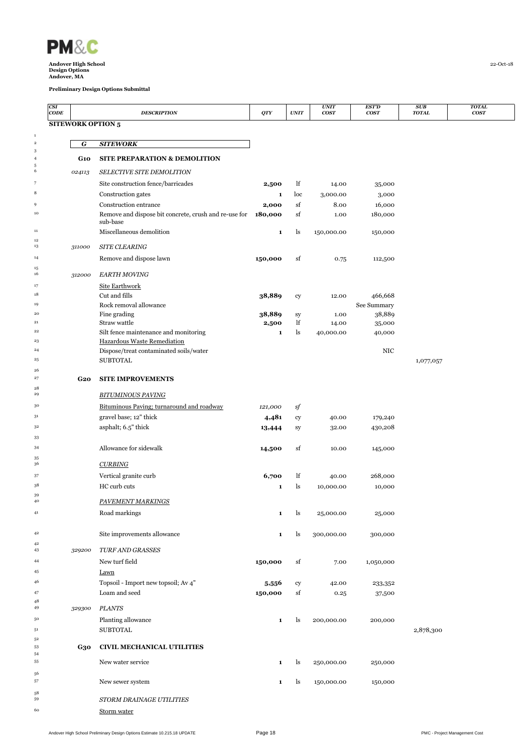**PM&C**

**Andover High School**
**Design Options**
**Andover, MA**

**Preliminary Design Options Submittal**

22-Oct-18

| CSI CODE | DESCRIPTION | QTY | UNIT | UNIT COST | EST'D COST | SUB TOTAL | TOTAL COST |
|---|---|---|---|---|---|---|---|
| **SITEWORK OPTION 5** | | | | | | | |
| ***G*** | ***SITEWORK*** | | | | | | |
| **G10** | **SITE PREPARATION & DEMOLITION** | | | | | | |
| *024113* | *SELECTIVE SITE DEMOLITION* | | | | | | |
| | Site construction fence/barricades | **2,500** | lf | 14.00 | 35,000 | | |
| | Construction gates | **1** | loc | 3,000.00 | 3,000 | | |
| | Construction entrance | **2,000** | sf | 8.00 | 16,000 | | |
| | Remove and dispose bit concrete, crush and re-use for sub-base | **180,000** | sf | 1.00 | 180,000 | | |
| | Miscellaneous demolition | **1** | ls | 150,000.00 | 150,000 | | |
| *311000* | *SITE CLEARING* | | | | | | |
| | Remove and dispose lawn | **150,000** | sf | 0.75 | 112,500 | | |
| *312000* | *EARTH MOVING* | | | | | | |
| | Site Earthwork | | | | | | |
| | Cut and fills | **38,889** | cy | 12.00 | 466,668 | | |
| | Rock removal allowance | | | | See Summary | | |
| | Fine grading | **38,889** | sy | 1.00 | 38,889 | | |
| | Straw wattle | **2,500** | lf | 14.00 | 35,000 | | |
| | Silt fence maintenance and monitoring | **1** | ls | 40,000.00 | 40,000 | | |
| | Hazardous Waste Remediation | | | | | | |
| | Dispose/treat contaminated soils/water | | | | NIC | | |
| | SUBTOTAL | | | | | 1,077,057 | |
| **G20** | **SITE IMPROVEMENTS** | | | | | | |
| | *BITUMINOUS PAVING* | | | | | | |
| | Bituminous Paving; turnaround and roadway | *121,000* | *sf* | | | | |
| | gravel base; 12" thick | **4,481** | cy | 40.00 | 179,240 | | |
| | asphalt; 6.5" thick | **13,444** | sy | 32.00 | 430,208 | | |
| | Allowance for sidewalk | **14,500** | sf | 10.00 | 145,000 | | |
| | *CURBING* | | | | | | |
| | Vertical granite curb | **6,700** | lf | 40.00 | 268,000 | | |
| | HC curb cuts | **1** | ls | 10,000.00 | 10,000 | | |
| | *PAVEMENT MARKINGS* | | | | | | |
| | Road markings | **1** | ls | 25,000.00 | 25,000 | | |
| | Site improvements allowance | **1** | ls | 300,000.00 | 300,000 | | |
| *329200* | *TURF AND GRASSES* | | | | | | |
| | New turf field | **150,000** | sf | 7.00 | 1,050,000 | | |
| | Lawn | | | | | | |
| | Topsoil - Import new topsoil; Av 4" | **5,556** | cy | 42.00 | 233,352 | | |
| | Loam and seed | **150,000** | sf | 0.25 | 37,500 | | |
| *329300* | *PLANTS* | | | | | | |
| | Planting allowance | **1** | ls | 200,000.00 | 200,000 | | |
| | SUBTOTAL | | | | | 2,878,300 | |
| **G30** | **CIVIL MECHANICAL UTILITIES** | | | | | | |
| | New water service | **1** | ls | 250,000.00 | 250,000 | | |
| | New sewer system | **1** | ls | 150,000.00 | 150,000 | | |
| | *STORM DRAINAGE UTILITIES* | | | | | | |
| | Storm water | | | | | | |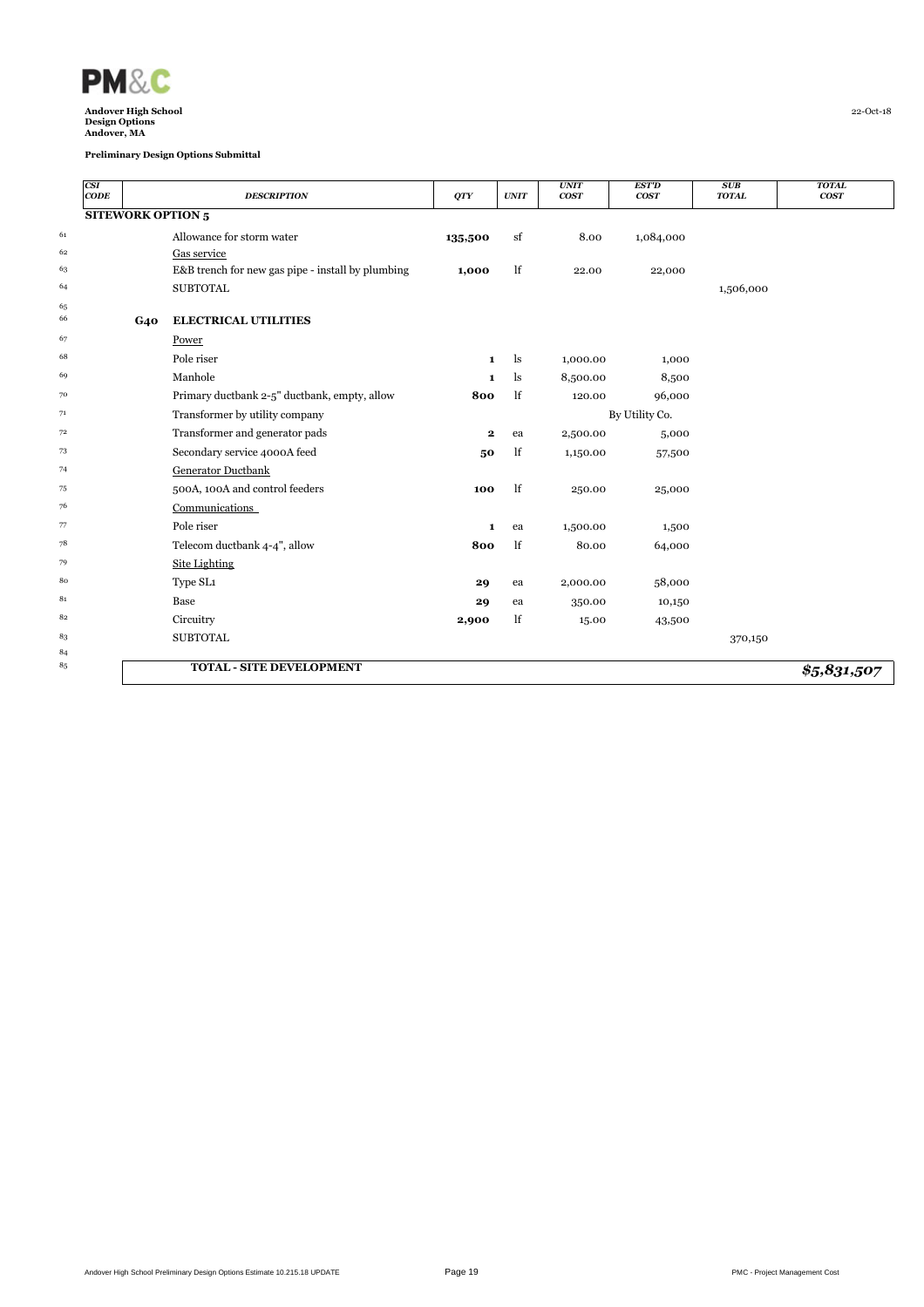**PM&C**

**Andover High School**
**Design Options**
**Andover, MA**

22-Oct-18

**Preliminary Design Options Submittal**

| CSI CODE | | DESCRIPTION | QTY | UNIT | UNIT COST | EST'D COST | SUB TOTAL | TOTAL COST |
|---|---|---|---|---|---|---|---|---|
| **SITEWORK OPTION 5** | | | | | | | | |
| | | Allowance for storm water | **135,500** | sf | 8.00 | 1,084,000 | | |
| | | Gas service | | | | | | |
| | | E&B trench for new gas pipe - install by plumbing | **1,000** | lf | 22.00 | 22,000 | | |
| | | SUBTOTAL | | | | | 1,506,000 | |
| | | | | | | | | |
| | **G40** | **ELECTRICAL UTILITIES** | | | | | | |
| | | Power | | | | | | |
| | | Pole riser | **1** | ls | 1,000.00 | 1,000 | | |
| | | Manhole | **1** | ls | 8,500.00 | 8,500 | | |
| | | Primary ductbank 2-5" ductbank, empty, allow | **800** | lf | 120.00 | 96,000 | | |
| | | Transformer by utility company | | | | By Utility Co. | | |
| | | Transformer and generator pads | **2** | ea | 2,500.00 | 5,000 | | |
| | | Secondary service 4000A feed | **50** | lf | 1,150.00 | 57,500 | | |
| | | Generator Ductbank | | | | | | |
| | | 500A, 100A and control feeders | **100** | lf | 250.00 | 25,000 | | |
| | | Communications | | | | | | |
| | | Pole riser | **1** | ea | 1,500.00 | 1,500 | | |
| | | Telecom ductbank 4-4", allow | **800** | lf | 80.00 | 64,000 | | |
| | | Site Lighting | | | | | | |
| | | Type SL1 | **29** | ea | 2,000.00 | 58,000 | | |
| | | Base | **29** | ea | 350.00 | 10,150 | | |
| | | Circuitry | **2,900** | lf | 15.00 | 43,500 | | |
| | | SUBTOTAL | | | | | 370,150 | |
| | | | | | | | | |
| | | **TOTAL - SITE DEVELOPMENT** | | | | | | ***$5,831,507*** |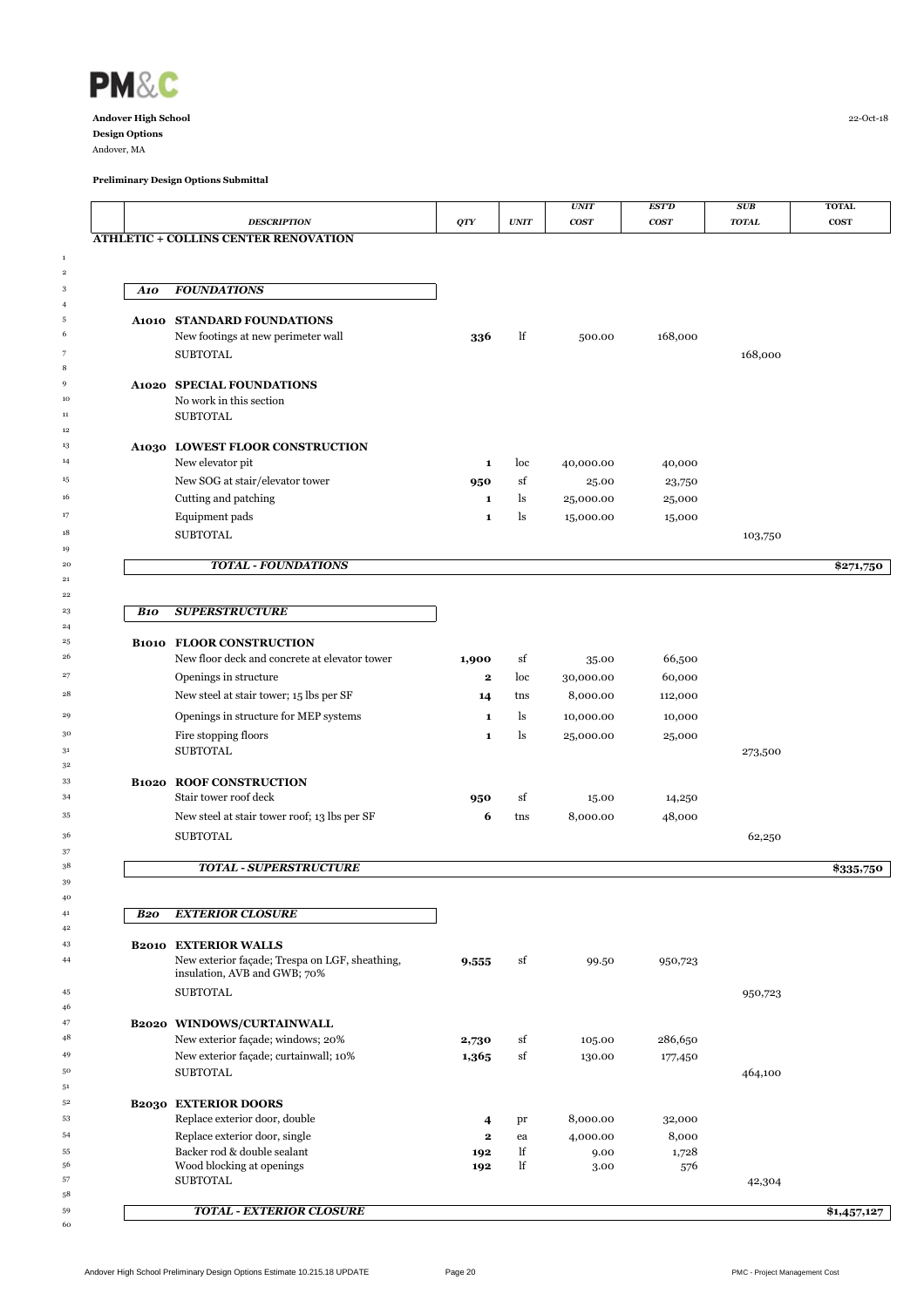**PM&C**

**Andover High School**
**Design Options**
Andover, MA

22-Oct-18

**Preliminary Design Options Submittal**

| | DESCRIPTION | QTY | UNIT | UNIT COST | EST'D COST | SUB TOTAL | TOTAL COST |
|---|---|---|---|---|---|---|---|
| | **ATHLETIC + COLLINS CENTER RENOVATION** | | | | | | |
| **A10** | ***FOUNDATIONS*** | | | | | | |
| **A1010** | **STANDARD FOUNDATIONS** | | | | | | |
| | New footings at new perimeter wall | **336** | lf | 500.00 | 168,000 | | |
| | SUBTOTAL | | | | | 168,000 | |
| **A1020** | **SPECIAL FOUNDATIONS** | | | | | | |
| | No work in this section | | | | | | |
| | SUBTOTAL | | | | | | |
| **A1030** | **LOWEST FLOOR CONSTRUCTION** | | | | | | |
| | New elevator pit | **1** | loc | 40,000.00 | 40,000 | | |
| | New SOG at stair/elevator tower | **950** | sf | 25.00 | 23,750 | | |
| | Cutting and patching | **1** | ls | 25,000.00 | 25,000 | | |
| | Equipment pads | **1** | ls | 15,000.00 | 15,000 | | |
| | SUBTOTAL | | | | | 103,750 | |
| | ***TOTAL - FOUNDATIONS*** | | | | | | **$271,750** |
| **B10** | ***SUPERSTRUCTURE*** | | | | | | |
| **B1010** | **FLOOR CONSTRUCTION** | | | | | | |
| | New floor deck and concrete at elevator tower | **1,900** | sf | 35.00 | 66,500 | | |
| | Openings in structure | **2** | loc | 30,000.00 | 60,000 | | |
| | New steel at stair tower; 15 lbs per SF | **14** | tns | 8,000.00 | 112,000 | | |
| | Openings in structure for MEP systems | **1** | ls | 10,000.00 | 10,000 | | |
| | Fire stopping floors | **1** | ls | 25,000.00 | 25,000 | | |
| | SUBTOTAL | | | | | 273,500 | |
| **B1020** | **ROOF CONSTRUCTION** | | | | | | |
| | Stair tower roof deck | **950** | sf | 15.00 | 14,250 | | |
| | New steel at stair tower roof; 13 lbs per SF | **6** | tns | 8,000.00 | 48,000 | | |
| | SUBTOTAL | | | | | 62,250 | |
| | ***TOTAL - SUPERSTRUCTURE*** | | | | | | **$335,750** |
| **B20** | ***EXTERIOR CLOSURE*** | | | | | | |
| **B2010** | **EXTERIOR WALLS** | | | | | | |
| | New exterior façade; Trespa on LGF, sheathing, insulation, AVB and GWB; 70% | **9,555** | sf | 99.50 | 950,723 | | |
| | SUBTOTAL | | | | | 950,723 | |
| **B2020** | **WINDOWS/CURTAINWALL** | | | | | | |
| | New exterior façade; windows; 20% | **2,730** | sf | 105.00 | 286,650 | | |
| | New exterior façade; curtainwall; 10% | **1,365** | sf | 130.00 | 177,450 | | |
| | SUBTOTAL | | | | | 464,100 | |
| **B2030** | **EXTERIOR DOORS** | | | | | | |
| | Replace exterior door, double | **4** | pr | 8,000.00 | 32,000 | | |
| | Replace exterior door, single | **2** | ea | 4,000.00 | 8,000 | | |
| | Backer rod & double sealant | **192** | lf | 9.00 | 1,728 | | |
| | Wood blocking at openings | **192** | lf | 3.00 | 576 | | |
| | SUBTOTAL | | | | | 42,304 | |
| | ***TOTAL - EXTERIOR CLOSURE*** | | | | | | **$1,457,127** |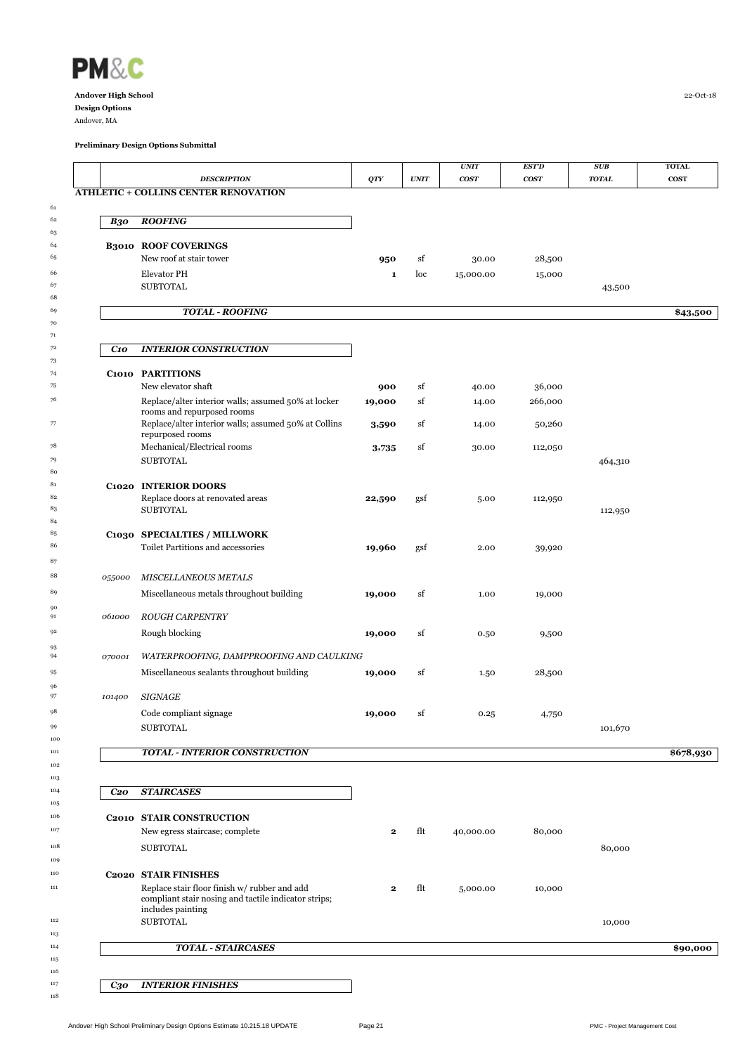**PM&C**

**Andover High School**
**Design Options**
Andover, MA

22-Oct-18

**Preliminary Design Options Submittal**

| | | DESCRIPTION | QTY | UNIT | UNIT COST | EST'D COST | SUB TOTAL | TOTAL COST |
|---|---|---|---|---|---|---|---|---|
| **ATHLETIC + COLLINS CENTER RENOVATION** | | | | | | | | |
| 61 | | | | | | | | |
| 62 | **B30** | **ROOFING** | | | | | | |
| 63 | | | | | | | | |
| 64 | **B3010** | **ROOF COVERINGS** | | | | | | |
| 65 | | New roof at stair tower | **950** | sf | 30.00 | 28,500 | | |
| 66 | | Elevator PH | **1** | loc | 15,000.00 | 15,000 | | |
| 67 | | SUBTOTAL | | | | | 43,500 | |
| 68 | | | | | | | | |
| 69 | | **TOTAL - ROOFING** | | | | | | **$43,500** |
| 70 | | | | | | | | |
| 71 | | | | | | | | |
| 72 | **C10** | **INTERIOR CONSTRUCTION** | | | | | | |
| 73 | | | | | | | | |
| 74 | **C1010** | **PARTITIONS** | | | | | | |
| 75 | | New elevator shaft | **900** | sf | 40.00 | 36,000 | | |
| 76 | | Replace/alter interior walls; assumed 50% at locker rooms and repurposed rooms | **19,000** | sf | 14.00 | 266,000 | | |
| 77 | | Replace/alter interior walls; assumed 50% at Collins repurposed rooms | **3,590** | sf | 14.00 | 50,260 | | |
| 78 | | Mechanical/Electrical rooms | **3,735** | sf | 30.00 | 112,050 | | |
| 79 | | SUBTOTAL | | | | | 464,310 | |
| 80 | | | | | | | | |
| 81 | **C1020** | **INTERIOR DOORS** | | | | | | |
| 82 | | Replace doors at renovated areas | **22,590** | gsf | 5.00 | 112,950 | | |
| 83 | | SUBTOTAL | | | | | 112,950 | |
| 84 | | | | | | | | |
| 85 | **C1030** | **SPECIALTIES / MILLWORK** | | | | | | |
| 86 | | Toilet Partitions and accessories | **19,960** | gsf | 2.00 | 39,920 | | |
| 87 | | | | | | | | |
| 88 | *055000* | *MISCELLANEOUS METALS* | | | | | | |
| 89 | | Miscellaneous metals throughout building | **19,000** | sf | 1.00 | 19,000 | | |
| 90 | | | | | | | | |
| 91 | *061000* | *ROUGH CARPENTRY* | | | | | | |
| 92 | | Rough blocking | **19,000** | sf | 0.50 | 9,500 | | |
| 93 | | | | | | | | |
| 94 | *070001* | *WATERPROOFING, DAMPPROOFING AND CAULKING* | | | | | | |
| 95 | | Miscellaneous sealants throughout building | **19,000** | sf | 1.50 | 28,500 | | |
| 96 | | | | | | | | |
| 97 | *101400* | *SIGNAGE* | | | | | | |
| 98 | | Code compliant signage | **19,000** | sf | 0.25 | 4,750 | | |
| 99 | | SUBTOTAL | | | | | 101,670 | |
| 100 | | | | | | | | |
| 101 | | **TOTAL - INTERIOR CONSTRUCTION** | | | | | | **$678,930** |
| 102 | | | | | | | | |
| 103 | | | | | | | | |
| 104 | **C20** | **STAIRCASES** | | | | | | |
| 105 | | | | | | | | |
| 106 | **C2010** | **STAIR CONSTRUCTION** | | | | | | |
| 107 | | New egress staircase; complete | **2** | flt | 40,000.00 | 80,000 | | |
| 108 | | SUBTOTAL | | | | | 80,000 | |
| 109 | | | | | | | | |
| 110 | **C2020** | **STAIR FINISHES** | | | | | | |
| 111 | | Replace stair floor finish w/ rubber and add compliant stair nosing and tactile indicator strips; includes painting | **2** | flt | 5,000.00 | 10,000 | | |
| 112 | | SUBTOTAL | | | | | 10,000 | |
| 113 | | | | | | | | |
| 114 | | **TOTAL - STAIRCASES** | | | | | | **$90,000** |
| 115 | | | | | | | | |
| 116 | | | | | | | | |
| 117 | **C30** | **INTERIOR FINISHES** | | | | | | |
| 118 | | | | | | | | |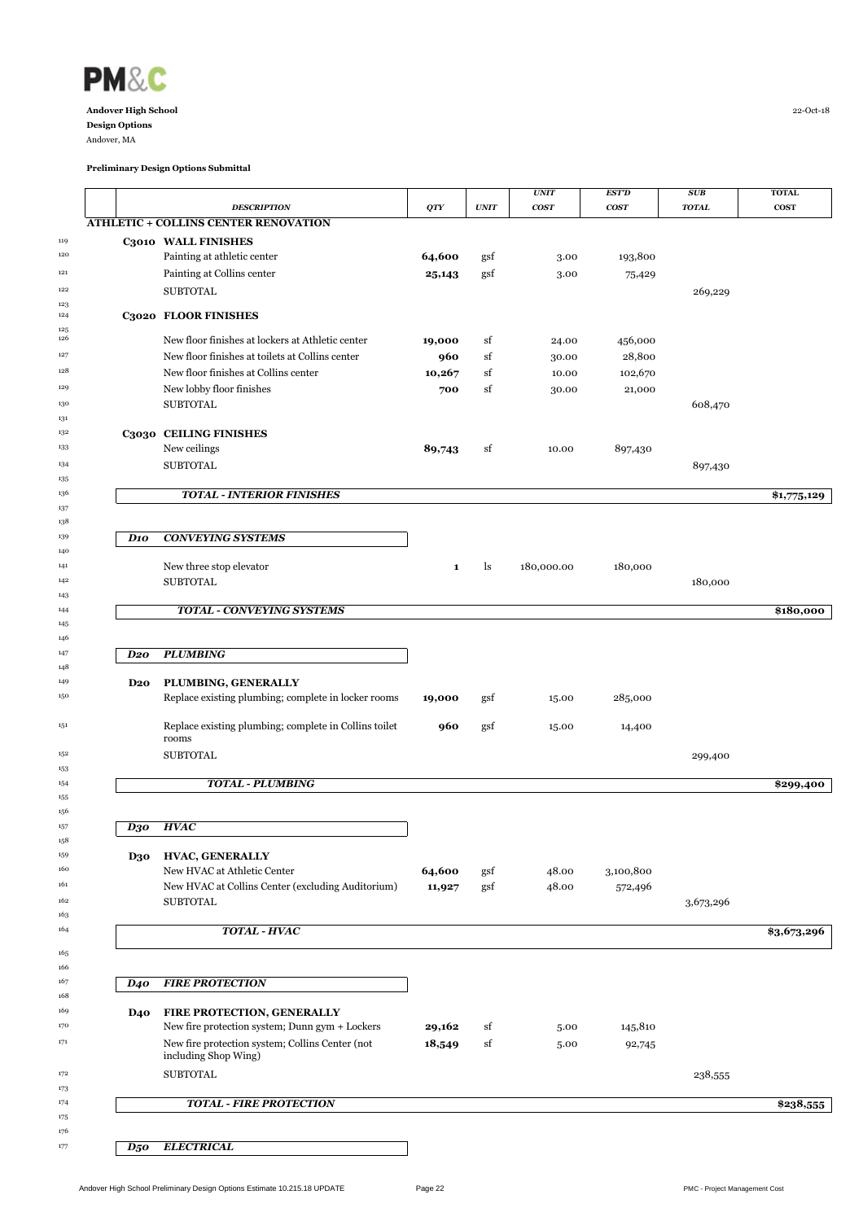**PM&C**

**Andover High School**
**Design Options**
Andover, MA

22-Oct-18

**Preliminary Design Options Submittal**

| | | DESCRIPTION | QTY | UNIT | UNIT COST | EST'D COST | SUB TOTAL | TOTAL COST |
|---|---|---|---|---|---|---|---|---|
| | | **ATHLETIC + COLLINS CENTER RENOVATION** | | | | | | |
| 119 | **C3010** | **WALL FINISHES** | | | | | | |
| 120 | | Painting at athletic center | **64,600** | gsf | 3.00 | 193,800 | | |
| 121 | | Painting at Collins center | **25,143** | gsf | 3.00 | 75,429 | | |
| 122 | | SUBTOTAL | | | | | 269,229 | |
| 123 | | | | | | | | |
| 124 | **C3020** | **FLOOR FINISHES** | | | | | | |
| 125 | | | | | | | | |
| 126 | | New floor finishes at lockers at Athletic center | **19,000** | sf | 24.00 | 456,000 | | |
| 127 | | New floor finishes at toilets at Collins center | **960** | sf | 30.00 | 28,800 | | |
| 128 | | New floor finishes at Collins center | **10,267** | sf | 10.00 | 102,670 | | |
| 129 | | New lobby floor finishes | **700** | sf | 30.00 | 21,000 | | |
| 130 | | SUBTOTAL | | | | | 608,470 | |
| 131 | | | | | | | | |
| 132 | **C3030** | **CEILING FINISHES** | | | | | | |
| 133 | | New ceilings | **89,743** | sf | 10.00 | 897,430 | | |
| 134 | | SUBTOTAL | | | | | 897,430 | |
| 135 | | | | | | | | |
| 136 | | ***TOTAL - INTERIOR FINISHES*** | | | | | | **$1,775,129** |
| 137 | | | | | | | | |
| 138 | | | | | | | | |
| 139 | ***D10*** | ***CONVEYING SYSTEMS*** | | | | | | |
| 140 | | | | | | | | |
| 141 | | New three stop elevator | **1** | ls | 180,000.00 | 180,000 | | |
| 142 | | SUBTOTAL | | | | | 180,000 | |
| 143 | | | | | | | | |
| 144 | | ***TOTAL - CONVEYING SYSTEMS*** | | | | | | **$180,000** |
| 145 | | | | | | | | |
| 146 | | | | | | | | |
| 147 | ***D20*** | ***PLUMBING*** | | | | | | |
| 148 | | | | | | | | |
| 149 | **D20** | **PLUMBING, GENERALLY** | | | | | | |
| 150 | | Replace existing plumbing; complete in locker rooms | **19,000** | gsf | 15.00 | 285,000 | | |
| 151 | | Replace existing plumbing; complete in Collins toilet rooms | **960** | gsf | 15.00 | 14,400 | | |
| 152 | | SUBTOTAL | | | | | 299,400 | |
| 153 | | | | | | | | |
| 154 | | ***TOTAL - PLUMBING*** | | | | | | **$299,400** |
| 155 | | | | | | | | |
| 156 | | | | | | | | |
| 157 | ***D30*** | ***HVAC*** | | | | | | |
| 158 | | | | | | | | |
| 159 | **D30** | **HVAC, GENERALLY** | | | | | | |
| 160 | | New HVAC at Athletic Center | **64,600** | gsf | 48.00 | 3,100,800 | | |
| 161 | | New HVAC at Collins Center (excluding Auditorium) | **11,927** | gsf | 48.00 | 572,496 | | |
| 162 | | SUBTOTAL | | | | | 3,673,296 | |
| 163 | | | | | | | | |
| 164 | | ***TOTAL - HVAC*** | | | | | | **$3,673,296** |
| 165 | | | | | | | | |
| 166 | | | | | | | | |
| 167 | ***D40*** | ***FIRE PROTECTION*** | | | | | | |
| 168 | | | | | | | | |
| 169 | **D40** | **FIRE PROTECTION, GENERALLY** | | | | | | |
| 170 | | New fire protection system; Dunn gym + Lockers | **29,162** | sf | 5.00 | 145,810 | | |
| 171 | | New fire protection system; Collins Center (not including Shop Wing) | **18,549** | sf | 5.00 | 92,745 | | |
| 172 | | SUBTOTAL | | | | | 238,555 | |
| 173 | | | | | | | | |
| 174 | | ***TOTAL - FIRE PROTECTION*** | | | | | | **$238,555** |
| 175 | | | | | | | | |
| 176 | | | | | | | | |
| 177 | ***D50*** | ***ELECTRICAL*** | | | | | | |

Andover High School Preliminary Design Options Estimate 10.215.18 UPDATE — PMC - Project Management Cost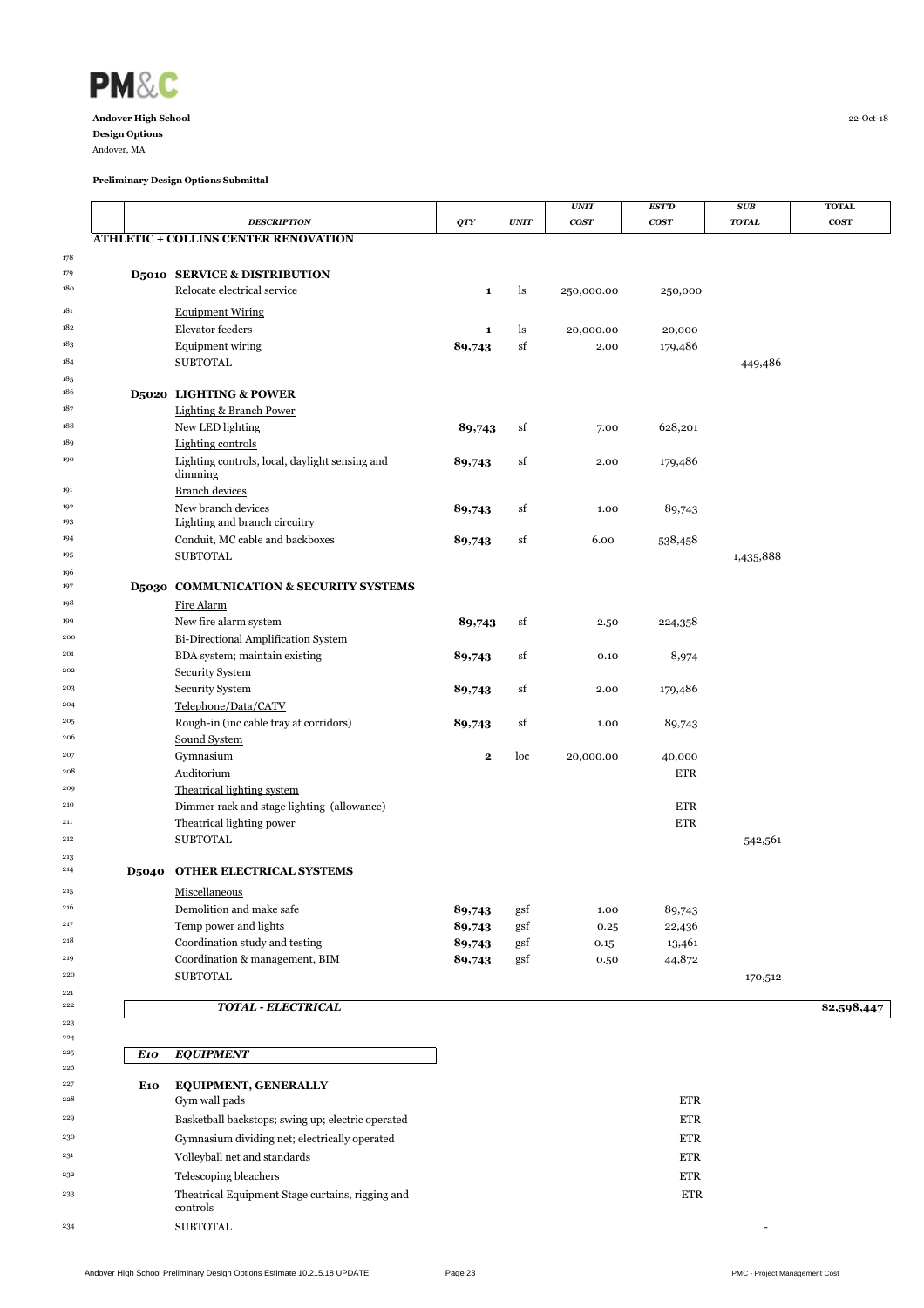**PM&C**

**Andover High School**
**Design Options**
Andover, MA

22-Oct-18

**Preliminary Design Options Submittal**

| | | DESCRIPTION | QTY | UNIT | UNIT COST | EST'D COST | SUB TOTAL | TOTAL COST |
|---|---|---|---|---|---|---|---|---|
| | | **ATHLETIC + COLLINS CENTER RENOVATION** | | | | | | |
| 178 | | | | | | | | |
| 179 | | **D5010 SERVICE & DISTRIBUTION** | | | | | | |
| 180 | | Relocate electrical service | 1 | ls | 250,000.00 | 250,000 | | |
| 181 | | Equipment Wiring | | | | | | |
| 182 | | Elevator feeders | 1 | ls | 20,000.00 | 20,000 | | |
| 183 | | Equipment wiring | 89,743 | sf | 2.00 | 179,486 | | |
| 184 | | SUBTOTAL | | | | | 449,486 | |
| 185 | | | | | | | | |
| 186 | | **D5020 LIGHTING & POWER** | | | | | | |
| 187 | | Lighting & Branch Power | | | | | | |
| 188 | | New LED lighting | 89,743 | sf | 7.00 | 628,201 | | |
| 189 | | Lighting controls | | | | | | |
| 190 | | Lighting controls, local, daylight sensing and dimming | 89,743 | sf | 2.00 | 179,486 | | |
| 191 | | Branch devices | | | | | | |
| 192 | | New branch devices | 89,743 | sf | 1.00 | 89,743 | | |
| 193 | | Lighting and branch circuitry | | | | | | |
| 194 | | Conduit, MC cable and backboxes | 89,743 | sf | 6.00 | 538,458 | | |
| 195 | | SUBTOTAL | | | | | 1,435,888 | |
| 196 | | | | | | | | |
| 197 | | **D5030 COMMUNICATION & SECURITY SYSTEMS** | | | | | | |
| 198 | | Fire Alarm | | | | | | |
| 199 | | New fire alarm system | 89,743 | sf | 2.50 | 224,358 | | |
| 200 | | Bi-Directional Amplification System | | | | | | |
| 201 | | BDA system; maintain existing | 89,743 | sf | 0.10 | 8,974 | | |
| 202 | | Security System | | | | | | |
| 203 | | Security System | 89,743 | sf | 2.00 | 179,486 | | |
| 204 | | Telephone/Data/CATV | | | | | | |
| 205 | | Rough-in (inc cable tray at corridors) | 89,743 | sf | 1.00 | 89,743 | | |
| 206 | | Sound System | | | | | | |
| 207 | | Gymnasium | 2 | loc | 20,000.00 | 40,000 | | |
| 208 | | Auditorium | | | | ETR | | |
| 209 | | Theatrical lighting system | | | | | | |
| 210 | | Dimmer rack and stage lighting (allowance) | | | | ETR | | |
| 211 | | Theatrical lighting power | | | | ETR | | |
| 212 | | SUBTOTAL | | | | | 542,561 | |
| 213 | | | | | | | | |
| 214 | **D5040** | **OTHER ELECTRICAL SYSTEMS** | | | | | | |
| 215 | | Miscellaneous | | | | | | |
| 216 | | Demolition and make safe | 89,743 | gsf | 1.00 | 89,743 | | |
| 217 | | Temp power and lights | 89,743 | gsf | 0.25 | 22,436 | | |
| 218 | | Coordination study and testing | 89,743 | gsf | 0.15 | 13,461 | | |
| 219 | | Coordination & management, BIM | 89,743 | gsf | 0.50 | 44,872 | | |
| 220 | | SUBTOTAL | | | | | 170,512 | |
| 221 | | | | | | | | |
| 222 | | ***TOTAL - ELECTRICAL*** | | | | | | **$2,598,447** |
| 223 | | | | | | | | |
| 224 | | | | | | | | |
| 225 | ***E10*** | ***EQUIPMENT*** | | | | | | |
| 226 | | | | | | | | |
| 227 | **E10** | **EQUIPMENT, GENERALLY** | | | | | | |
| 228 | | Gym wall pads | | | | ETR | | |
| 229 | | Basketball backstops; swing up; electric operated | | | | ETR | | |
| 230 | | Gymnasium dividing net; electrically operated | | | | ETR | | |
| 231 | | Volleyball net and standards | | | | ETR | | |
| 232 | | Telescoping bleachers | | | | ETR | | |
| 233 | | Theatrical Equipment Stage curtains, rigging and controls | | | | ETR | | |
| 234 | | SUBTOTAL | | | | | - | |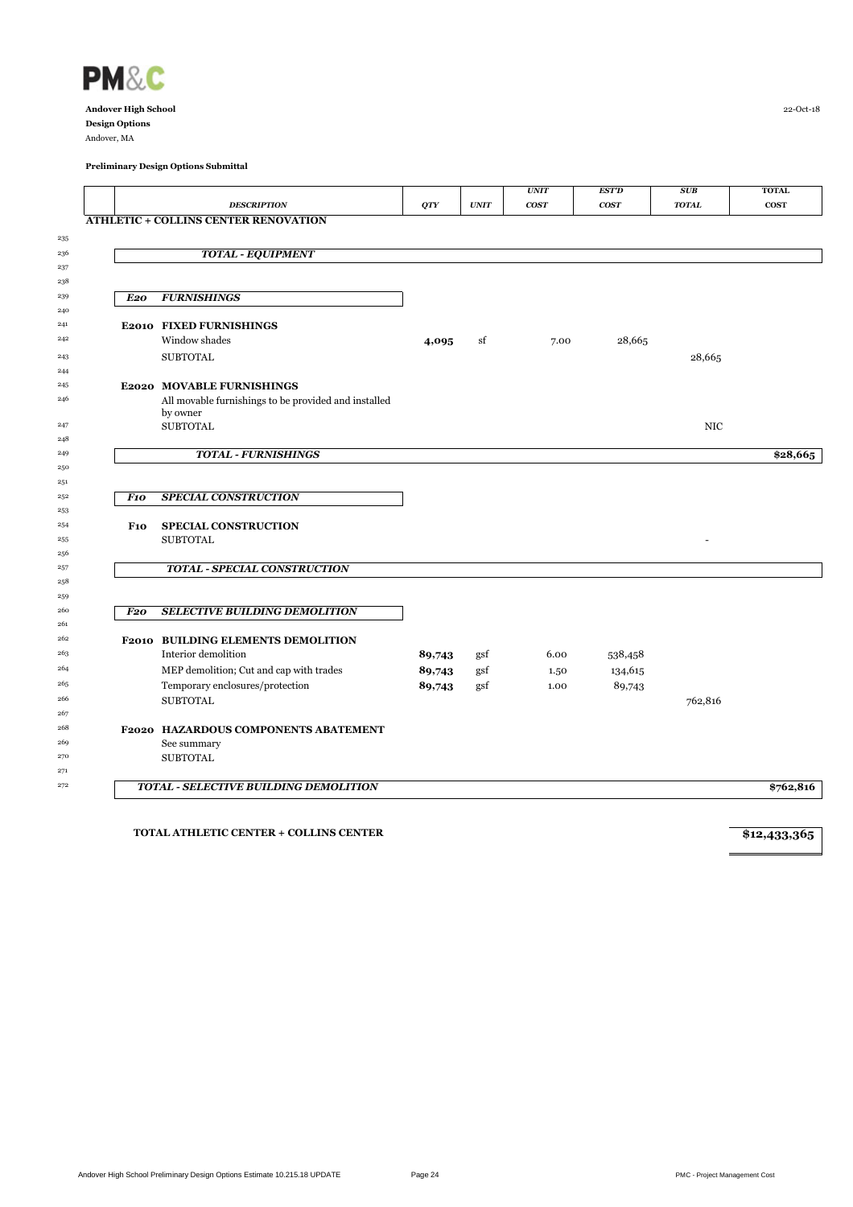**Andover High School**

**Design Options**

Andover, MA

22-Oct-18

**Preliminary Design Options Submittal**

| | | DESCRIPTION | QTY | UNIT | UNIT COST | EST'D COST | SUB TOTAL | TOTAL COST |
|---|---|---|---|---|---|---|---|---|
| | **ATHLETIC + COLLINS CENTER RENOVATION** | | | | | | | |
| 235 | | | | | | | | |
| 236 | | ***TOTAL - EQUIPMENT*** | | | | | | |
| 237 | | | | | | | | |
| 238 | | | | | | | | |
| 239 | ***E20*** | ***FURNISHINGS*** | | | | | | |
| 240 | | | | | | | | |
| 241 | **E2010** | **FIXED FURNISHINGS** | | | | | | |
| 242 | | Window shades | **4,095** | sf | 7.00 | 28,665 | | |
| 243 | | SUBTOTAL | | | | | 28,665 | |
| 244 | | | | | | | | |
| 245 | **E2020** | **MOVABLE FURNISHINGS** | | | | | | |
| 246 | | All movable furnishings to be provided and installed by owner | | | | | | |
| 247 | | SUBTOTAL | | | | | NIC | |
| 248 | | | | | | | | |
| 249 | | ***TOTAL - FURNISHINGS*** | | | | | | **$28,665** |
| 250 | | | | | | | | |
| 251 | | | | | | | | |
| 252 | ***F10*** | ***SPECIAL CONSTRUCTION*** | | | | | | |
| 253 | | | | | | | | |
| 254 | **F10** | **SPECIAL CONSTRUCTION** | | | | | | |
| 255 | | SUBTOTAL | | | | | - | |
| 256 | | | | | | | | |
| 257 | | ***TOTAL - SPECIAL CONSTRUCTION*** | | | | | | |
| 258 | | | | | | | | |
| 259 | | | | | | | | |
| 260 | ***F20*** | ***SELECTIVE BUILDING DEMOLITION*** | | | | | | |
| 261 | | | | | | | | |
| 262 | **F2010** | **BUILDING ELEMENTS DEMOLITION** | | | | | | |
| 263 | | Interior demolition | **89,743** | gsf | 6.00 | 538,458 | | |
| 264 | | MEP demolition; Cut and cap with trades | **89,743** | gsf | 1.50 | 134,615 | | |
| 265 | | Temporary enclosures/protection | **89,743** | gsf | 1.00 | 89,743 | | |
| 266 | | SUBTOTAL | | | | | 762,816 | |
| 267 | | | | | | | | |
| 268 | **F2020** | **HAZARDOUS COMPONENTS ABATEMENT** | | | | | | |
| 269 | | See summary | | | | | | |
| 270 | | SUBTOTAL | | | | | | |
| 271 | | | | | | | | |
| 272 | | ***TOTAL - SELECTIVE BUILDING DEMOLITION*** | | | | | | **$762,816** |

**TOTAL ATHLETIC CENTER + COLLINS CENTER** **$12,433,365**